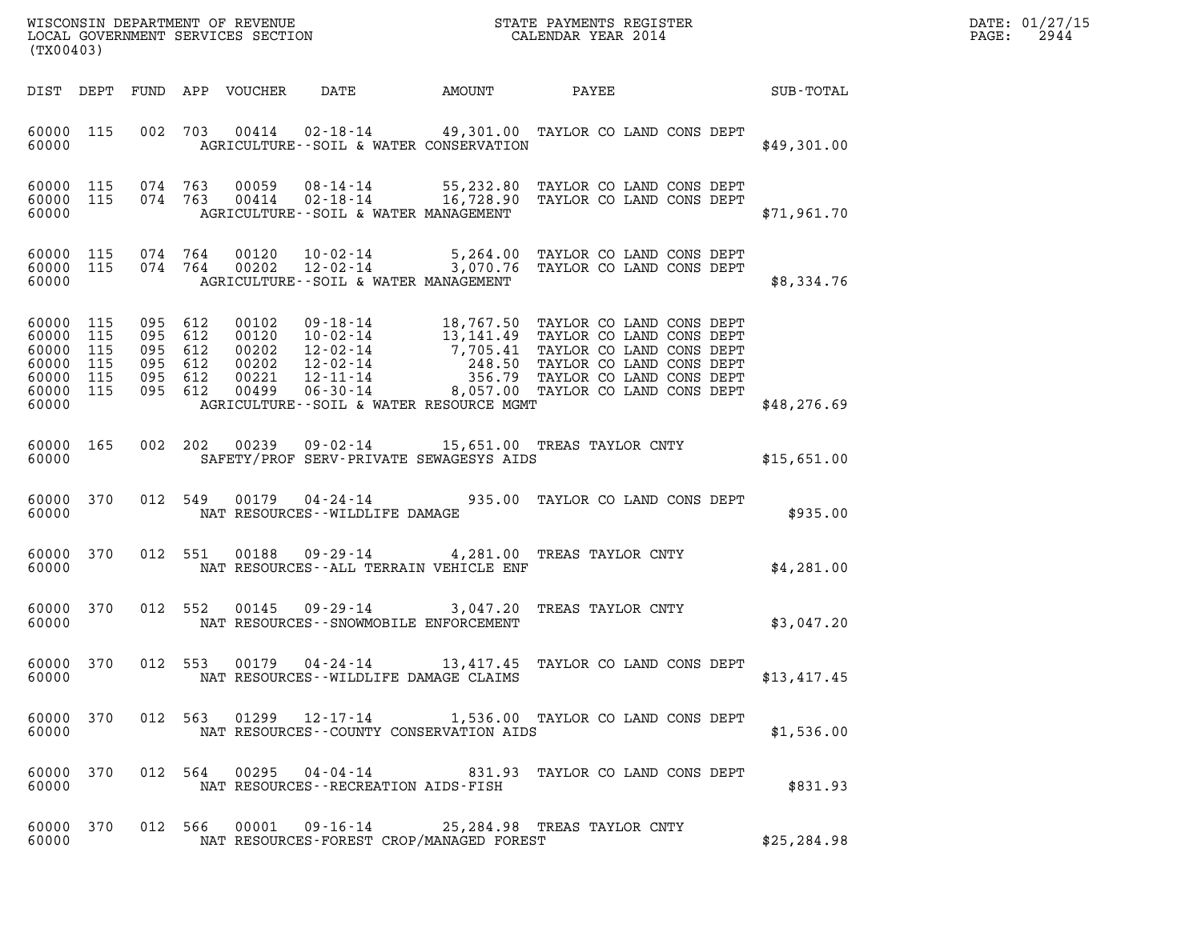WISCONSIN DEPARTMENT OF REVENUE
LOCAL GOVERNMENT SERVICES SECTION
(TX00403)

STATE PAYMENTS REGISTER
CALENDAR YEAR 2014

DATE: 01/27/15
PAGE: 2944

| DIST | DEPT | FUND | APP | VOUCHER | DATE | AMOUNT | PAYEE | SUB-TOTAL |
|---|---|---|---|---|---|---|---|---|
| 60000 | 115 | 002 | 703 | 00414 | 02-18-14 | 49,301.00 | TAYLOR CO LAND CONS DEPT | |
| 60000 | | | | | AGRICULTURE--SOIL & WATER CONSERVATION | | | $49,301.00 |
| 60000 | 115 | 074 | 763 | 00059 | 08-14-14 | 55,232.80 | TAYLOR CO LAND CONS DEPT | |
| 60000 | 115 | 074 | 763 | 00414 | 02-18-14 | 16,728.90 | TAYLOR CO LAND CONS DEPT | |
| 60000 | | | | | AGRICULTURE--SOIL & WATER MANAGEMENT | | | $71,961.70 |
| 60000 | 115 | 074 | 764 | 00120 | 10-02-14 | 5,264.00 | TAYLOR CO LAND CONS DEPT | |
| 60000 | 115 | 074 | 764 | 00202 | 12-02-14 | 3,070.76 | TAYLOR CO LAND CONS DEPT | |
| 60000 | | | | | AGRICULTURE--SOIL & WATER MANAGEMENT | | | $8,334.76 |
| 60000 | 115 | 095 | 612 | 00102 | 09-18-14 | 18,767.50 | TAYLOR CO LAND CONS DEPT | |
| 60000 | 115 | 095 | 612 | 00120 | 10-02-14 | 13,141.49 | TAYLOR CO LAND CONS DEPT | |
| 60000 | 115 | 095 | 612 | 00202 | 12-02-14 | 7,705.41 | TAYLOR CO LAND CONS DEPT | |
| 60000 | 115 | 095 | 612 | 00202 | 12-02-14 | 248.50 | TAYLOR CO LAND CONS DEPT | |
| 60000 | 115 | 095 | 612 | 00221 | 12-11-14 | 356.79 | TAYLOR CO LAND CONS DEPT | |
| 60000 | 115 | 095 | 612 | 00499 | 06-30-14 | 8,057.00 | TAYLOR CO LAND CONS DEPT | |
| 60000 | | | | | AGRICULTURE--SOIL & WATER RESOURCE MGMT | | | $48,276.69 |
| 60000 | 165 | 002 | 202 | 00239 | 09-02-14 | 15,651.00 | TREAS TAYLOR CNTY | |
| 60000 | | | | | SAFETY/PROF SERV-PRIVATE SEWAGESYS AIDS | | | $15,651.00 |
| 60000 | 370 | 012 | 549 | 00179 | 04-24-14 | 935.00 | TAYLOR CO LAND CONS DEPT | |
| 60000 | | | | | NAT RESOURCES--WILDLIFE DAMAGE | | | $935.00 |
| 60000 | 370 | 012 | 551 | 00188 | 09-29-14 | 4,281.00 | TREAS TAYLOR CNTY | |
| 60000 | | | | | NAT RESOURCES--ALL TERRAIN VEHICLE ENF | | | $4,281.00 |
| 60000 | 370 | 012 | 552 | 00145 | 09-29-14 | 3,047.20 | TREAS TAYLOR CNTY | |
| 60000 | | | | | NAT RESOURCES--SNOWMOBILE ENFORCEMENT | | | $3,047.20 |
| 60000 | 370 | 012 | 553 | 00179 | 04-24-14 | 13,417.45 | TAYLOR CO LAND CONS DEPT | |
| 60000 | | | | | NAT RESOURCES--WILDLIFE DAMAGE CLAIMS | | | $13,417.45 |
| 60000 | 370 | 012 | 563 | 01299 | 12-17-14 | 1,536.00 | TAYLOR CO LAND CONS DEPT | |
| 60000 | | | | | NAT RESOURCES--COUNTY CONSERVATION AIDS | | | $1,536.00 |
| 60000 | 370 | 012 | 564 | 00295 | 04-04-14 | 831.93 | TAYLOR CO LAND CONS DEPT | |
| 60000 | | | | | NAT RESOURCES--RECREATION AIDS-FISH | | | $831.93 |
| 60000 | 370 | 012 | 566 | 00001 | 09-16-14 | 25,284.98 | TREAS TAYLOR CNTY | |
| 60000 | | | | | NAT RESOURCES-FOREST CROP/MANAGED FOREST | | | $25,284.98 |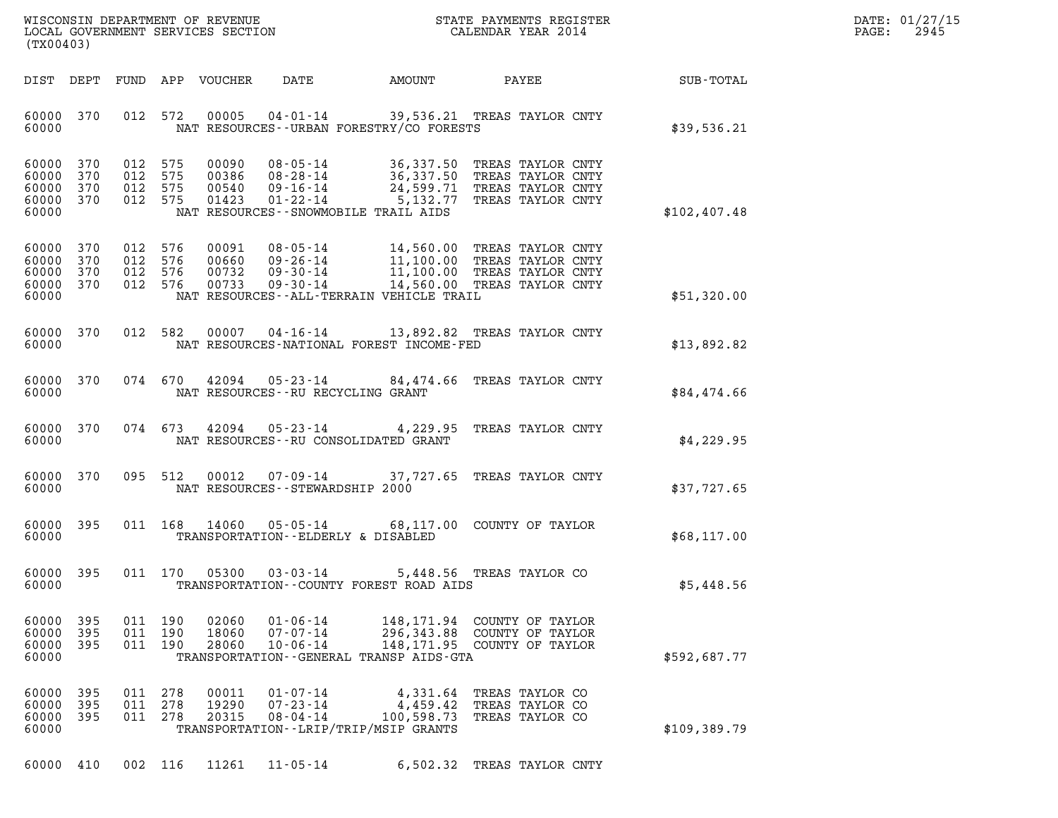WISCONSIN DEPARTMENT OF REVENUE
LOCAL GOVERNMENT SERVICES SECTION
(TX00403)

STATE PAYMENTS REGISTER
CALENDAR YEAR 2014

DATE: 01/27/15
PAGE: 2945

| DIST | DEPT | FUND | APP | VOUCHER | DATE | AMOUNT | PAYEE | SUB-TOTAL |
|---|---|---|---|---|---|---|---|---|
| 60000 | 370 | 012 | 572 | 00005 | 04-01-14 | 39,536.21 | TREAS TAYLOR CNTY | |
| 60000 | | | | | NAT RESOURCES--URBAN FORESTRY/CO FORESTS | | | $39,536.21 |
| 60000 | 370 | 012 | 575 | 00090 | 08-05-14 | 36,337.50 | TREAS TAYLOR CNTY | |
| 60000 | 370 | 012 | 575 | 00386 | 08-28-14 | 36,337.50 | TREAS TAYLOR CNTY | |
| 60000 | 370 | 012 | 575 | 00540 | 09-16-14 | 24,599.71 | TREAS TAYLOR CNTY | |
| 60000 | 370 | 012 | 575 | 01423 | 01-22-14 | 5,132.77 | TREAS TAYLOR CNTY | |
| 60000 | | | | | NAT RESOURCES--SNOWMOBILE TRAIL AIDS | | | $102,407.48 |
| 60000 | 370 | 012 | 576 | 00091 | 08-05-14 | 14,560.00 | TREAS TAYLOR CNTY | |
| 60000 | 370 | 012 | 576 | 00660 | 09-26-14 | 11,100.00 | TREAS TAYLOR CNTY | |
| 60000 | 370 | 012 | 576 | 00732 | 09-30-14 | 11,100.00 | TREAS TAYLOR CNTY | |
| 60000 | 370 | 012 | 576 | 00733 | 09-30-14 | 14,560.00 | TREAS TAYLOR CNTY | |
| 60000 | | | | | NAT RESOURCES--ALL-TERRAIN VEHICLE TRAIL | | | $51,320.00 |
| 60000 | 370 | 012 | 582 | 00007 | 04-16-14 | 13,892.82 | TREAS TAYLOR CNTY | |
| 60000 | | | | | NAT RESOURCES-NATIONAL FOREST INCOME-FED | | | $13,892.82 |
| 60000 | 370 | 074 | 670 | 42094 | 05-23-14 | 84,474.66 | TREAS TAYLOR CNTY | |
| 60000 | | | | | NAT RESOURCES--RU RECYCLING GRANT | | | $84,474.66 |
| 60000 | 370 | 074 | 673 | 42094 | 05-23-14 | 4,229.95 | TREAS TAYLOR CNTY | |
| 60000 | | | | | NAT RESOURCES--RU CONSOLIDATED GRANT | | | $4,229.95 |
| 60000 | 370 | 095 | 512 | 00012 | 07-09-14 | 37,727.65 | TREAS TAYLOR CNTY | |
| 60000 | | | | | NAT RESOURCES--STEWARDSHIP 2000 | | | $37,727.65 |
| 60000 | 395 | 011 | 168 | 14060 | 05-05-14 | 68,117.00 | COUNTY OF TAYLOR | |
| 60000 | | | | | TRANSPORTATION--ELDERLY & DISABLED | | | $68,117.00 |
| 60000 | 395 | 011 | 170 | 05300 | 03-03-14 | 5,448.56 | TREAS TAYLOR CO | |
| 60000 | | | | | TRANSPORTATION--COUNTY FOREST ROAD AIDS | | | $5,448.56 |
| 60000 | 395 | 011 | 190 | 02060 | 01-06-14 | 148,171.94 | COUNTY OF TAYLOR | |
| 60000 | 395 | 011 | 190 | 18060 | 07-07-14 | 296,343.88 | COUNTY OF TAYLOR | |
| 60000 | 395 | 011 | 190 | 28060 | 10-06-14 | 148,171.95 | COUNTY OF TAYLOR | |
| 60000 | | | | | TRANSPORTATION--GENERAL TRANSP AIDS-GTA | | | $592,687.77 |
| 60000 | 395 | 011 | 278 | 00011 | 01-07-14 | 4,331.64 | TREAS TAYLOR CO | |
| 60000 | 395 | 011 | 278 | 19290 | 07-23-14 | 4,459.42 | TREAS TAYLOR CO | |
| 60000 | 395 | 011 | 278 | 20315 | 08-04-14 | 100,598.73 | TREAS TAYLOR CO | |
| 60000 | | | | | TRANSPORTATION--LRIP/TRIP/MSIP GRANTS | | | $109,389.79 |
| 60000 | 410 | 002 | 116 | 11261 | 11-05-14 | 6,502.32 | TREAS TAYLOR CNTY | |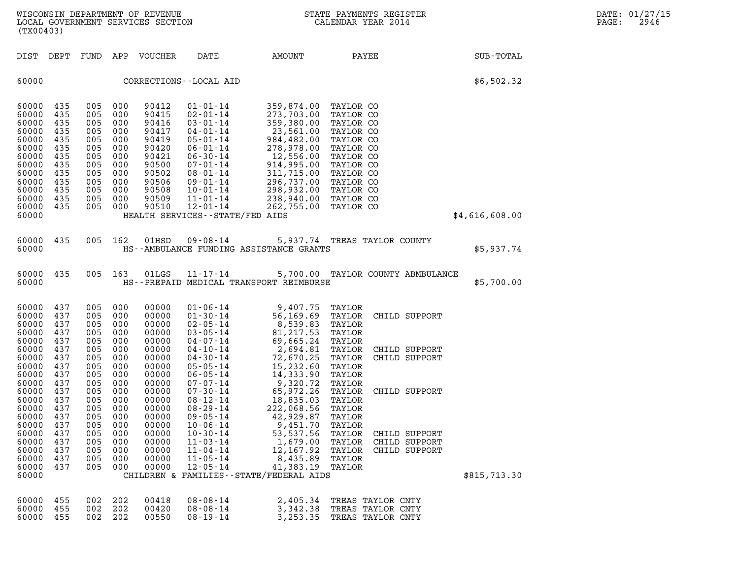WISCONSIN DEPARTMENT OF REVENUE
LOCAL GOVERNMENT SERVICES SECTION
(TX00403)

STATE PAYMENTS REGISTER
CALENDAR YEAR 2014

DATE: 01/27/15

| DIST | DEPT | FUND | APP | VOUCHER | DATE | AMOUNT | PAYEE | SUB-TOTAL |
|---|---|---|---|---|---|---|---|---|
| 60000 | | | | CORRECTIONS--LOCAL AID | | | | $6,502.32 |
| 60000 | 435 | 005 | 000 | 90412 | 01-01-14 | 359,874.00 | TAYLOR CO | |
| 60000 | 435 | 005 | 000 | 90415 | 02-01-14 | 273,703.00 | TAYLOR CO | |
| 60000 | 435 | 005 | 000 | 90416 | 03-01-14 | 359,380.00 | TAYLOR CO | |
| 60000 | 435 | 005 | 000 | 90417 | 04-01-14 | 23,561.00 | TAYLOR CO | |
| 60000 | 435 | 005 | 000 | 90419 | 05-01-14 | 984,482.00 | TAYLOR CO | |
| 60000 | 435 | 005 | 000 | 90420 | 06-01-14 | 278,978.00 | TAYLOR CO | |
| 60000 | 435 | 005 | 000 | 90421 | 06-30-14 | 12,556.00 | TAYLOR CO | |
| 60000 | 435 | 005 | 000 | 90500 | 07-01-14 | 914,995.00 | TAYLOR CO | |
| 60000 | 435 | 005 | 000 | 90502 | 08-01-14 | 311,715.00 | TAYLOR CO | |
| 60000 | 435 | 005 | 000 | 90506 | 09-01-14 | 296,737.00 | TAYLOR CO | |
| 60000 | 435 | 005 | 000 | 90508 | 10-01-14 | 298,932.00 | TAYLOR CO | |
| 60000 | 435 | 005 | 000 | 90509 | 11-01-14 | 238,940.00 | TAYLOR CO | |
| 60000 | 435 | 005 | 000 | 90510 | 12-01-14 | 262,755.00 | TAYLOR CO | |
| 60000 | | | | HEALTH SERVICES--STATE/FED AIDS | | | | $4,616,608.00 |
| 60000 | 435 | 005 | 162 | 01HSD | 09-08-14 | 5,937.74 | TREAS TAYLOR COUNTY | |
| 60000 | | | | HS--AMBULANCE FUNDING ASSISTANCE GRANTS | | | | $5,937.74 |
| 60000 | 435 | 005 | 163 | 01LGS | 11-17-14 | 5,700.00 | TAYLOR COUNTY ABMBULANCE | |
| 60000 | | | | HS--PREPAID MEDICAL TRANSPORT REIMBURSE | | | | $5,700.00 |
| 60000 | 437 | 005 | 000 | 00000 | 01-06-14 | 9,407.75 | TAYLOR | |
| 60000 | 437 | 005 | 000 | 00000 | 01-30-14 | 56,169.69 | TAYLOR CHILD SUPPORT | |
| 60000 | 437 | 005 | 000 | 00000 | 02-05-14 | 8,539.83 | TAYLOR | |
| 60000 | 437 | 005 | 000 | 00000 | 03-05-14 | 81,217.53 | TAYLOR | |
| 60000 | 437 | 005 | 000 | 00000 | 04-07-14 | 69,665.24 | TAYLOR | |
| 60000 | 437 | 005 | 000 | 00000 | 04-10-14 | 2,694.81 | TAYLOR CHILD SUPPORT | |
| 60000 | 437 | 005 | 000 | 00000 | 04-30-14 | 72,670.25 | TAYLOR CHILD SUPPORT | |
| 60000 | 437 | 005 | 000 | 00000 | 05-05-14 | 15,232.60 | TAYLOR | |
| 60000 | 437 | 005 | 000 | 00000 | 06-05-14 | 14,333.90 | TAYLOR | |
| 60000 | 437 | 005 | 000 | 00000 | 07-07-14 | 9,320.72 | TAYLOR | |
| 60000 | 437 | 005 | 000 | 00000 | 07-30-14 | 65,972.26 | TAYLOR CHILD SUPPORT | |
| 60000 | 437 | 005 | 000 | 00000 | 08-12-14 | 18,835.03 | TAYLOR | |
| 60000 | 437 | 005 | 000 | 00000 | 08-29-14 | 222,068.56 | TAYLOR | |
| 60000 | 437 | 005 | 000 | 00000 | 09-05-14 | 42,929.87 | TAYLOR | |
| 60000 | 437 | 005 | 000 | 00000 | 10-06-14 | 9,451.70 | TAYLOR | |
| 60000 | 437 | 005 | 000 | 00000 | 10-30-14 | 53,537.56 | TAYLOR CHILD SUPPORT | |
| 60000 | 437 | 005 | 000 | 00000 | 11-03-14 | 1,679.00 | TAYLOR CHILD SUPPORT | |
| 60000 | 437 | 005 | 000 | 00000 | 11-04-14 | 12,167.92 | TAYLOR CHILD SUPPORT | |
| 60000 | 437 | 005 | 000 | 00000 | 11-05-14 | 8,435.89 | TAYLOR | |
| 60000 | 437 | 005 | 000 | 00000 | 12-05-14 | 41,383.19 | TAYLOR | |
| 60000 | | | | CHILDREN & FAMILIES--STATE/FEDERAL AIDS | | | | $815,713.30 |
| 60000 | 455 | 002 | 202 | 00418 | 08-08-14 | 2,405.34 | TREAS TAYLOR CNTY | |
| 60000 | 455 | 002 | 202 | 00420 | 08-08-14 | 3,342.38 | TREAS TAYLOR CNTY | |
| 60000 | 455 | 002 | 202 | 00550 | 08-19-14 | 3,253.35 | TREAS TAYLOR CNTY | |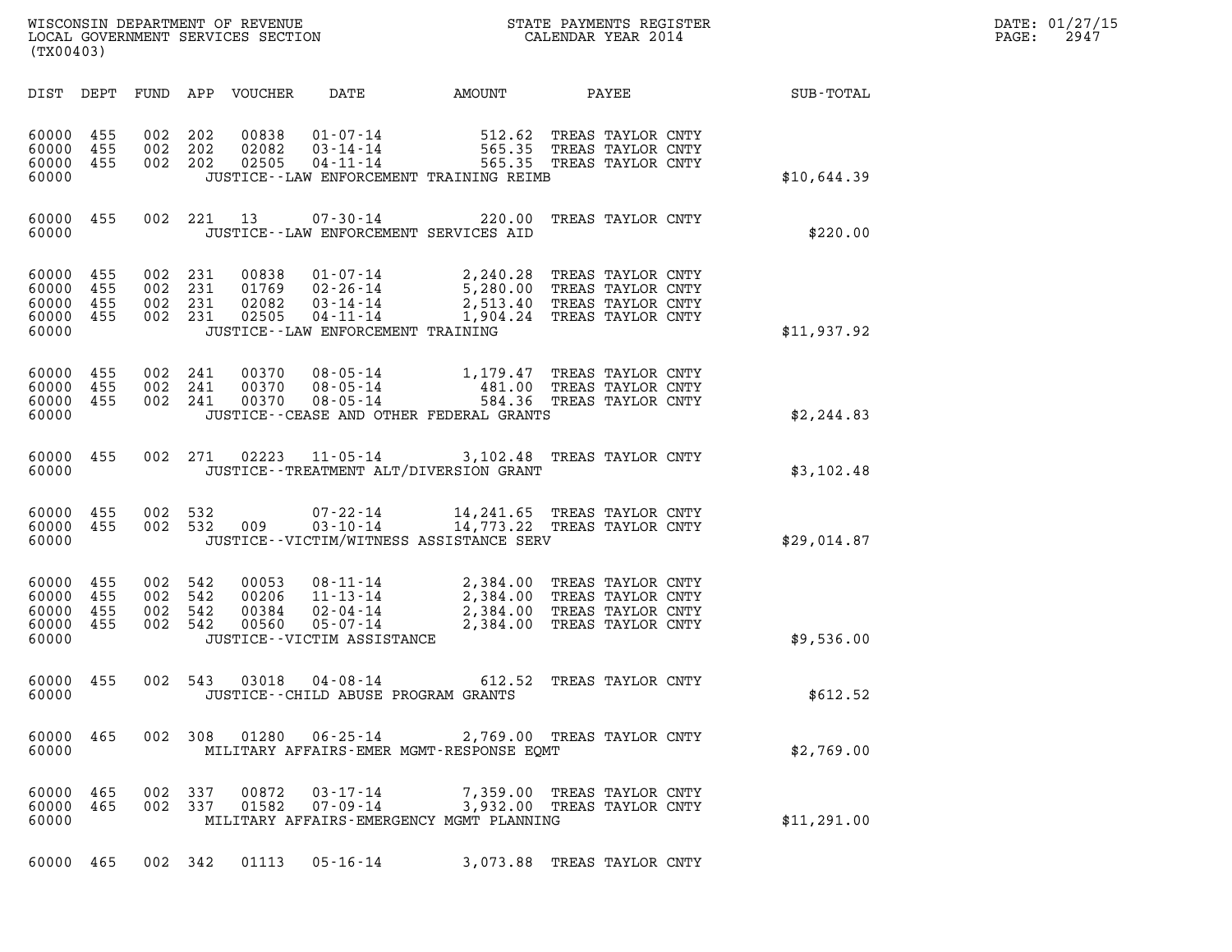| DIST | DEPT | FUND | APP | VOUCHER | DATE | AMOUNT | PAYEE | SUB-TOTAL |
|---|---|---|---|---|---|---|---|---|
| 60000 | 455 | 002 | 202 | 00838 | 01-07-14 | 512.62 | TREAS TAYLOR CNTY | |
| 60000 | 455 | 002 | 202 | 02082 | 03-14-14 | 565.35 | TREAS TAYLOR CNTY | |
| 60000 | 455 | 002 | 202 | 02505 | 04-11-14 | 565.35 | TREAS TAYLOR CNTY | |
| 60000 | | | | | JUSTICE--LAW ENFORCEMENT TRAINING REIMB | | | $10,644.39 |
| 60000 | 455 | 002 | 221 | 13 | 07-30-14 | 220.00 | TREAS TAYLOR CNTY | |
| 60000 | | | | | JUSTICE--LAW ENFORCEMENT SERVICES AID | | | $220.00 |
| 60000 | 455 | 002 | 231 | 00838 | 01-07-14 | 2,240.28 | TREAS TAYLOR CNTY | |
| 60000 | 455 | 002 | 231 | 01769 | 02-26-14 | 5,280.00 | TREAS TAYLOR CNTY | |
| 60000 | 455 | 002 | 231 | 02082 | 03-14-14 | 2,513.40 | TREAS TAYLOR CNTY | |
| 60000 | 455 | 002 | 231 | 02505 | 04-11-14 | 1,904.24 | TREAS TAYLOR CNTY | |
| 60000 | | | | | JUSTICE--LAW ENFORCEMENT TRAINING | | | $11,937.92 |
| 60000 | 455 | 002 | 241 | 00370 | 08-05-14 | 1,179.47 | TREAS TAYLOR CNTY | |
| 60000 | 455 | 002 | 241 | 00370 | 08-05-14 | 481.00 | TREAS TAYLOR CNTY | |
| 60000 | 455 | 002 | 241 | 00370 | 08-05-14 | 584.36 | TREAS TAYLOR CNTY | |
| 60000 | | | | | JUSTICE--CEASE AND OTHER FEDERAL GRANTS | | | $2,244.83 |
| 60000 | 455 | 002 | 271 | 02223 | 11-05-14 | 3,102.48 | TREAS TAYLOR CNTY | |
| 60000 | | | | | JUSTICE--TREATMENT ALT/DIVERSION GRANT | | | $3,102.48 |
| 60000 | 455 | 002 | 532 | | 07-22-14 | 14,241.65 | TREAS TAYLOR CNTY | |
| 60000 | 455 | 002 | 532 | 009 | 03-10-14 | 14,773.22 | TREAS TAYLOR CNTY | |
| 60000 | | | | | JUSTICE--VICTIM/WITNESS ASSISTANCE SERV | | | $29,014.87 |
| 60000 | 455 | 002 | 542 | 00053 | 08-11-14 | 2,384.00 | TREAS TAYLOR CNTY | |
| 60000 | 455 | 002 | 542 | 00206 | 11-13-14 | 2,384.00 | TREAS TAYLOR CNTY | |
| 60000 | 455 | 002 | 542 | 00384 | 02-04-14 | 2,384.00 | TREAS TAYLOR CNTY | |
| 60000 | 455 | 002 | 542 | 00560 | 05-07-14 | 2,384.00 | TREAS TAYLOR CNTY | |
| 60000 | | | | | JUSTICE--VICTIM ASSISTANCE | | | $9,536.00 |
| 60000 | 455 | 002 | 543 | 03018 | 04-08-14 | 612.52 | TREAS TAYLOR CNTY | |
| 60000 | | | | | JUSTICE--CHILD ABUSE PROGRAM GRANTS | | | $612.52 |
| 60000 | 465 | 002 | 308 | 01280 | 06-25-14 | 2,769.00 | TREAS TAYLOR CNTY | |
| 60000 | | | | | MILITARY AFFAIRS-EMER MGMT-RESPONSE EQMT | | | $2,769.00 |
| 60000 | 465 | 002 | 337 | 00872 | 03-17-14 | 7,359.00 | TREAS TAYLOR CNTY | |
| 60000 | 465 | 002 | 337 | 01582 | 07-09-14 | 3,932.00 | TREAS TAYLOR CNTY | |
| 60000 | | | | | MILITARY AFFAIRS-EMERGENCY MGMT PLANNING | | | $11,291.00 |
| 60000 | 465 | 002 | 342 | 01113 | 05-16-14 | 3,073.88 | TREAS TAYLOR CNTY | |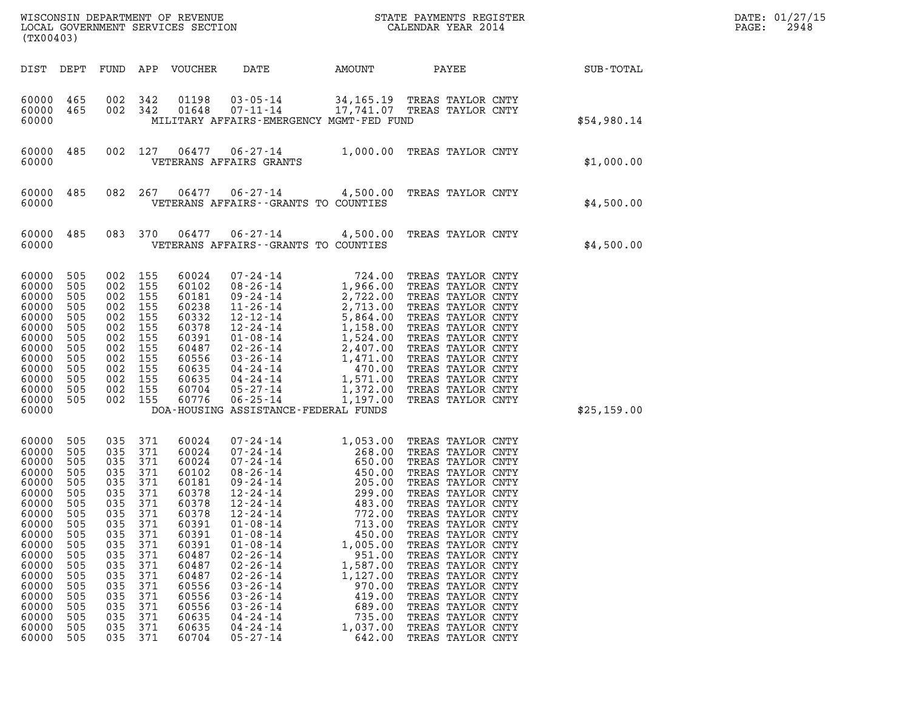WISCONSIN DEPARTMENT OF REVENUE
LOCAL GOVERNMENT SERVICES SECTION
(TX00403)

STATE PAYMENTS REGISTER
CALENDAR YEAR 2014

DATE: 01/27/15

| DIST | DEPT | FUND | APP | VOUCHER | DATE | AMOUNT | PAYEE | SUB-TOTAL |
|---|---|---|---|---|---|---|---|---|
| 60000 | 465 | 002 | 342 | 01198 | 03-05-14 | 34,165.19 | TREAS TAYLOR CNTY | |
| 60000 | 465 | 002 | 342 | 01648 | 07-11-14 | 17,741.07 | TREAS TAYLOR CNTY | |
| 60000 | | | | | MILITARY AFFAIRS-EMERGENCY MGMT-FED FUND | | | $54,980.14 |
| 60000 | 485 | 002 | 127 | 06477 | 06-27-14 | 1,000.00 | TREAS TAYLOR CNTY | |
| 60000 | | | | | VETERANS AFFAIRS GRANTS | | | $1,000.00 |
| 60000 | 485 | 082 | 267 | 06477 | 06-27-14 | 4,500.00 | TREAS TAYLOR CNTY | |
| 60000 | | | | | VETERANS AFFAIRS--GRANTS TO COUNTIES | | | $4,500.00 |
| 60000 | 485 | 083 | 370 | 06477 | 06-27-14 | 4,500.00 | TREAS TAYLOR CNTY | |
| 60000 | | | | | VETERANS AFFAIRS--GRANTS TO COUNTIES | | | $4,500.00 |
| 60000 | 505 | 002 | 155 | 60024 | 07-24-14 | 724.00 | TREAS TAYLOR CNTY | |
| 60000 | 505 | 002 | 155 | 60102 | 08-26-14 | 1,966.00 | TREAS TAYLOR CNTY | |
| 60000 | 505 | 002 | 155 | 60181 | 09-24-14 | 2,722.00 | TREAS TAYLOR CNTY | |
| 60000 | 505 | 002 | 155 | 60238 | 11-26-14 | 2,713.00 | TREAS TAYLOR CNTY | |
| 60000 | 505 | 002 | 155 | 60332 | 12-12-14 | 5,864.00 | TREAS TAYLOR CNTY | |
| 60000 | 505 | 002 | 155 | 60378 | 12-24-14 | 1,158.00 | TREAS TAYLOR CNTY | |
| 60000 | 505 | 002 | 155 | 60391 | 01-08-14 | 1,524.00 | TREAS TAYLOR CNTY | |
| 60000 | 505 | 002 | 155 | 60487 | 02-26-14 | 2,407.00 | TREAS TAYLOR CNTY | |
| 60000 | 505 | 002 | 155 | 60556 | 03-26-14 | 1,471.00 | TREAS TAYLOR CNTY | |
| 60000 | 505 | 002 | 155 | 60635 | 04-24-14 | 470.00 | TREAS TAYLOR CNTY | |
| 60000 | 505 | 002 | 155 | 60635 | 04-24-14 | 1,571.00 | TREAS TAYLOR CNTY | |
| 60000 | 505 | 002 | 155 | 60704 | 05-27-14 | 1,372.00 | TREAS TAYLOR CNTY | |
| 60000 | 505 | 002 | 155 | 60776 | 06-25-14 | 1,197.00 | TREAS TAYLOR CNTY | |
| 60000 | | | | | DOA-HOUSING ASSISTANCE-FEDERAL FUNDS | | | $25,159.00 |
| 60000 | 505 | 035 | 371 | 60024 | 07-24-14 | 1,053.00 | TREAS TAYLOR CNTY | |
| 60000 | 505 | 035 | 371 | 60024 | 07-24-14 | 268.00 | TREAS TAYLOR CNTY | |
| 60000 | 505 | 035 | 371 | 60024 | 07-24-14 | 650.00 | TREAS TAYLOR CNTY | |
| 60000 | 505 | 035 | 371 | 60102 | 08-26-14 | 450.00 | TREAS TAYLOR CNTY | |
| 60000 | 505 | 035 | 371 | 60181 | 09-24-14 | 205.00 | TREAS TAYLOR CNTY | |
| 60000 | 505 | 035 | 371 | 60378 | 12-24-14 | 299.00 | TREAS TAYLOR CNTY | |
| 60000 | 505 | 035 | 371 | 60378 | 12-24-14 | 483.00 | TREAS TAYLOR CNTY | |
| 60000 | 505 | 035 | 371 | 60378 | 12-24-14 | 772.00 | TREAS TAYLOR CNTY | |
| 60000 | 505 | 035 | 371 | 60391 | 01-08-14 | 713.00 | TREAS TAYLOR CNTY | |
| 60000 | 505 | 035 | 371 | 60391 | 01-08-14 | 450.00 | TREAS TAYLOR CNTY | |
| 60000 | 505 | 035 | 371 | 60391 | 01-08-14 | 1,005.00 | TREAS TAYLOR CNTY | |
| 60000 | 505 | 035 | 371 | 60487 | 02-26-14 | 951.00 | TREAS TAYLOR CNTY | |
| 60000 | 505 | 035 | 371 | 60487 | 02-26-14 | 1,587.00 | TREAS TAYLOR CNTY | |
| 60000 | 505 | 035 | 371 | 60487 | 02-26-14 | 1,127.00 | TREAS TAYLOR CNTY | |
| 60000 | 505 | 035 | 371 | 60556 | 03-26-14 | 970.00 | TREAS TAYLOR CNTY | |
| 60000 | 505 | 035 | 371 | 60556 | 03-26-14 | 419.00 | TREAS TAYLOR CNTY | |
| 60000 | 505 | 035 | 371 | 60556 | 03-26-14 | 689.00 | TREAS TAYLOR CNTY | |
| 60000 | 505 | 035 | 371 | 60635 | 04-24-14 | 735.00 | TREAS TAYLOR CNTY | |
| 60000 | 505 | 035 | 371 | 60635 | 04-24-14 | 1,037.00 | TREAS TAYLOR CNTY | |
| 60000 | 505 | 035 | 371 | 60704 | 05-27-14 | 642.00 | TREAS TAYLOR CNTY | |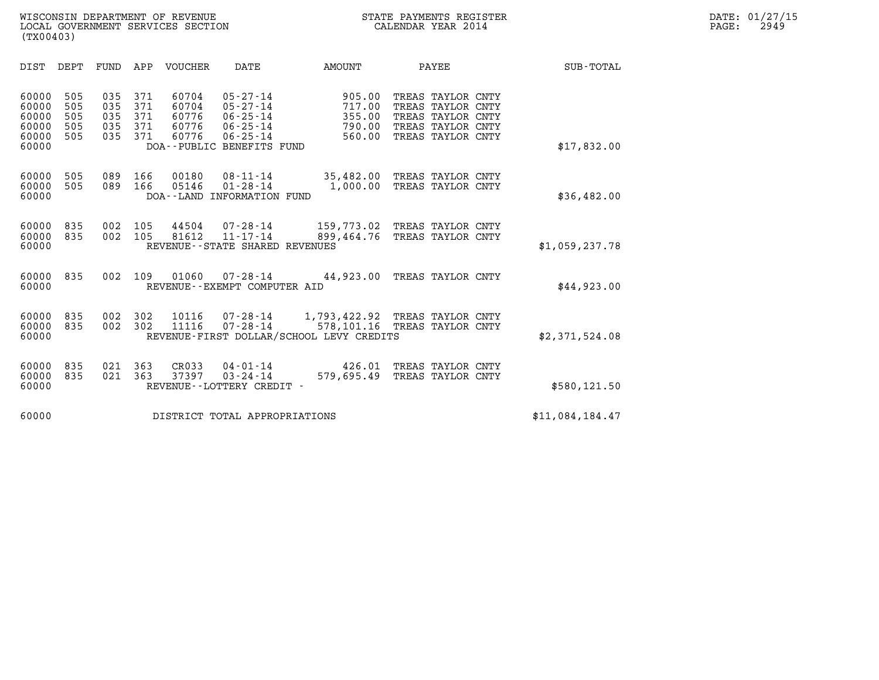WISCONSIN DEPARTMENT OF REVENUE
LOCAL GOVERNMENT SERVICES SECTION
(TX00403)

STATE PAYMENTS REGISTER
CALENDAR YEAR 2014

DATE: 01/27/15
PAGE: 2949

| DIST | DEPT | FUND | APP | VOUCHER | DATE | AMOUNT | PAYEE | SUB-TOTAL |
|---|---|---|---|---|---|---|---|---|
| 60000 | 505 | 035 | 371 | 60704 | 05-27-14 | 905.00 | TREAS TAYLOR CNTY | |
| 60000 | 505 | 035 | 371 | 60704 | 05-27-14 | 717.00 | TREAS TAYLOR CNTY | |
| 60000 | 505 | 035 | 371 | 60776 | 06-25-14 | 355.00 | TREAS TAYLOR CNTY | |
| 60000 | 505 | 035 | 371 | 60776 | 06-25-14 | 790.00 | TREAS TAYLOR CNTY | |
| 60000 | 505 | 035 | 371 | 60776 | 06-25-14 | 560.00 | TREAS TAYLOR CNTY | |
| 60000 | | | | DOA--PUBLIC BENEFITS FUND | | | | $17,832.00 |
| 60000 | 505 | 089 | 166 | 00180 | 08-11-14 | 35,482.00 | TREAS TAYLOR CNTY | |
| 60000 | 505 | 089 | 166 | 05146 | 01-28-14 | 1,000.00 | TREAS TAYLOR CNTY | |
| 60000 | | | | DOA--LAND INFORMATION FUND | | | | $36,482.00 |
| 60000 | 835 | 002 | 105 | 44504 | 07-28-14 | 159,773.02 | TREAS TAYLOR CNTY | |
| 60000 | 835 | 002 | 105 | 81612 | 11-17-14 | 899,464.76 | TREAS TAYLOR CNTY | |
| 60000 | | | | REVENUE--STATE SHARED REVENUES | | | | $1,059,237.78 |
| 60000 | 835 | 002 | 109 | 01060 | 07-28-14 | 44,923.00 | TREAS TAYLOR CNTY | |
| 60000 | | | | REVENUE--EXEMPT COMPUTER AID | | | | $44,923.00 |
| 60000 | 835 | 002 | 302 | 10116 | 07-28-14 | 1,793,422.92 | TREAS TAYLOR CNTY | |
| 60000 | 835 | 002 | 302 | 11116 | 07-28-14 | 578,101.16 | TREAS TAYLOR CNTY | |
| 60000 | | | | REVENUE-FIRST DOLLAR/SCHOOL LEVY CREDITS | | | | $2,371,524.08 |
| 60000 | 835 | 021 | 363 | CR033 | 04-01-14 | 426.01 | TREAS TAYLOR CNTY | |
| 60000 | 835 | 021 | 363 | 37397 | 03-24-14 | 579,695.49 | TREAS TAYLOR CNTY | |
| 60000 | | | | REVENUE--LOTTERY CREDIT - | | | | $580,121.50 |
| 60000 | | | | DISTRICT TOTAL APPROPRIATIONS | | | | $11,084,184.47 |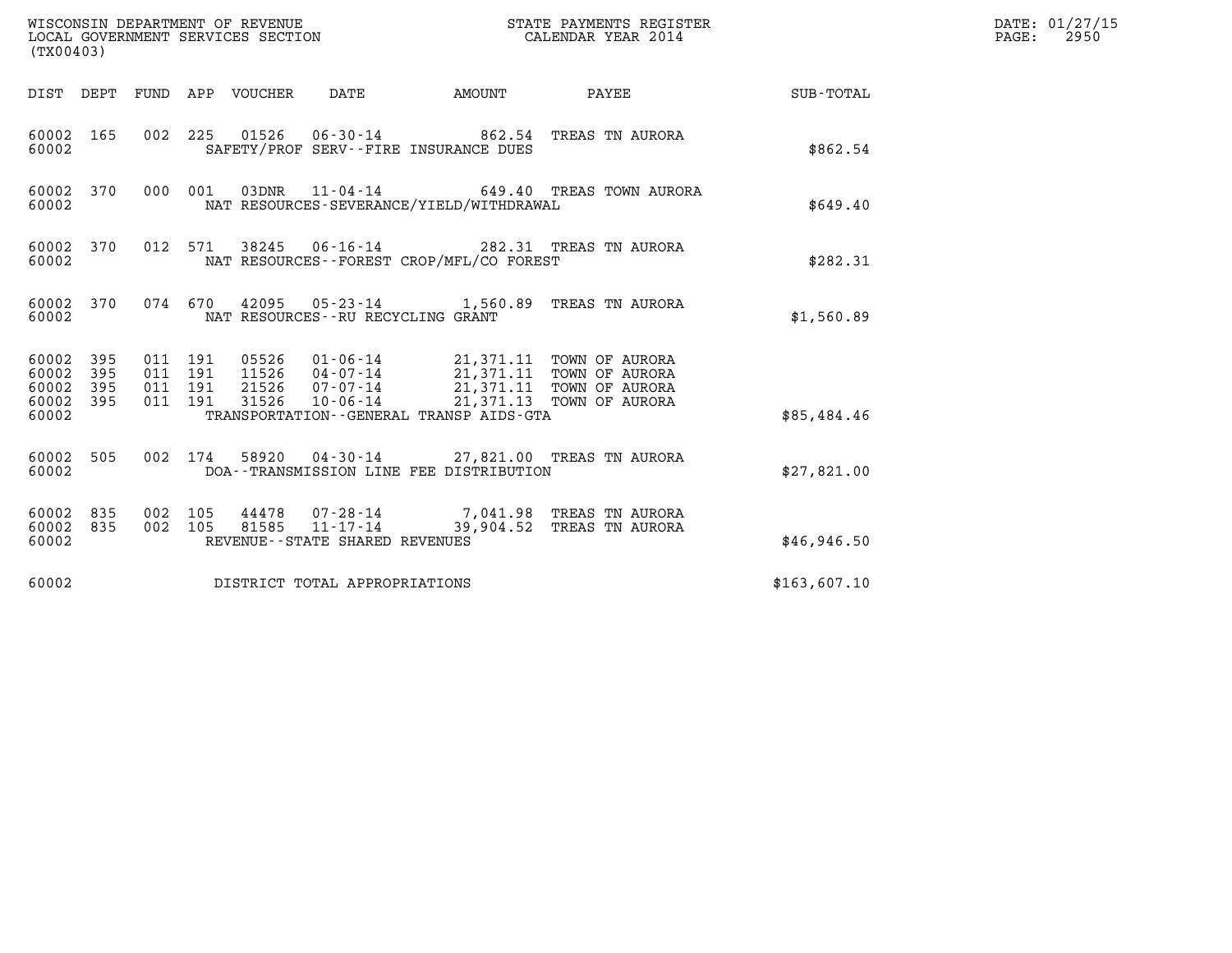WISCONSIN DEPARTMENT OF REVENUE
LOCAL GOVERNMENT SERVICES SECTION
(TX00403)

STATE PAYMENTS REGISTER
CALENDAR YEAR 2014

DATE: 01/27/15
PAGE: 2950

| DIST | DEPT | FUND | APP | VOUCHER | DATE | AMOUNT | PAYEE | SUB-TOTAL |
|---|---|---|---|---|---|---|---|---|
| 60002 | 165 | 002 | 225 | 01526 | 06-30-14 | 862.54 | TREAS TN AURORA | |
| 60002 | | | | SAFETY/PROF SERV--FIRE INSURANCE DUES | | | | $862.54 |
| 60002 | 370 | 000 | 001 | 03DNR | 11-04-14 | 649.40 | TREAS TOWN AURORA | |
| 60002 | | | | NAT RESOURCES-SEVERANCE/YIELD/WITHDRAWAL | | | | $649.40 |
| 60002 | 370 | 012 | 571 | 38245 | 06-16-14 | 282.31 | TREAS TN AURORA | |
| 60002 | | | | NAT RESOURCES--FOREST CROP/MFL/CO FOREST | | | | $282.31 |
| 60002 | 370 | 074 | 670 | 42095 | 05-23-14 | 1,560.89 | TREAS TN AURORA | |
| 60002 | | | | NAT RESOURCES--RU RECYCLING GRANT | | | | $1,560.89 |
| 60002 | 395 | 011 | 191 | 05526 | 01-06-14 | 21,371.11 | TOWN OF AURORA | |
| 60002 | 395 | 011 | 191 | 11526 | 04-07-14 | 21,371.11 | TOWN OF AURORA | |
| 60002 | 395 | 011 | 191 | 21526 | 07-07-14 | 21,371.11 | TOWN OF AURORA | |
| 60002 | 395 | 011 | 191 | 31526 | 10-06-14 | 21,371.13 | TOWN OF AURORA | |
| 60002 | | | | TRANSPORTATION--GENERAL TRANSP AIDS-GTA | | | | $85,484.46 |
| 60002 | 505 | 002 | 174 | 58920 | 04-30-14 | 27,821.00 | TREAS TN AURORA | |
| 60002 | | | | DOA--TRANSMISSION LINE FEE DISTRIBUTION | | | | $27,821.00 |
| 60002 | 835 | 002 | 105 | 44478 | 07-28-14 | 7,041.98 | TREAS TN AURORA | |
| 60002 | 835 | 002 | 105 | 81585 | 11-17-14 | 39,904.52 | TREAS TN AURORA | |
| 60002 | | | | REVENUE--STATE SHARED REVENUES | | | | $46,946.50 |
| 60002 | | | | DISTRICT TOTAL APPROPRIATIONS | | | | $163,607.10 |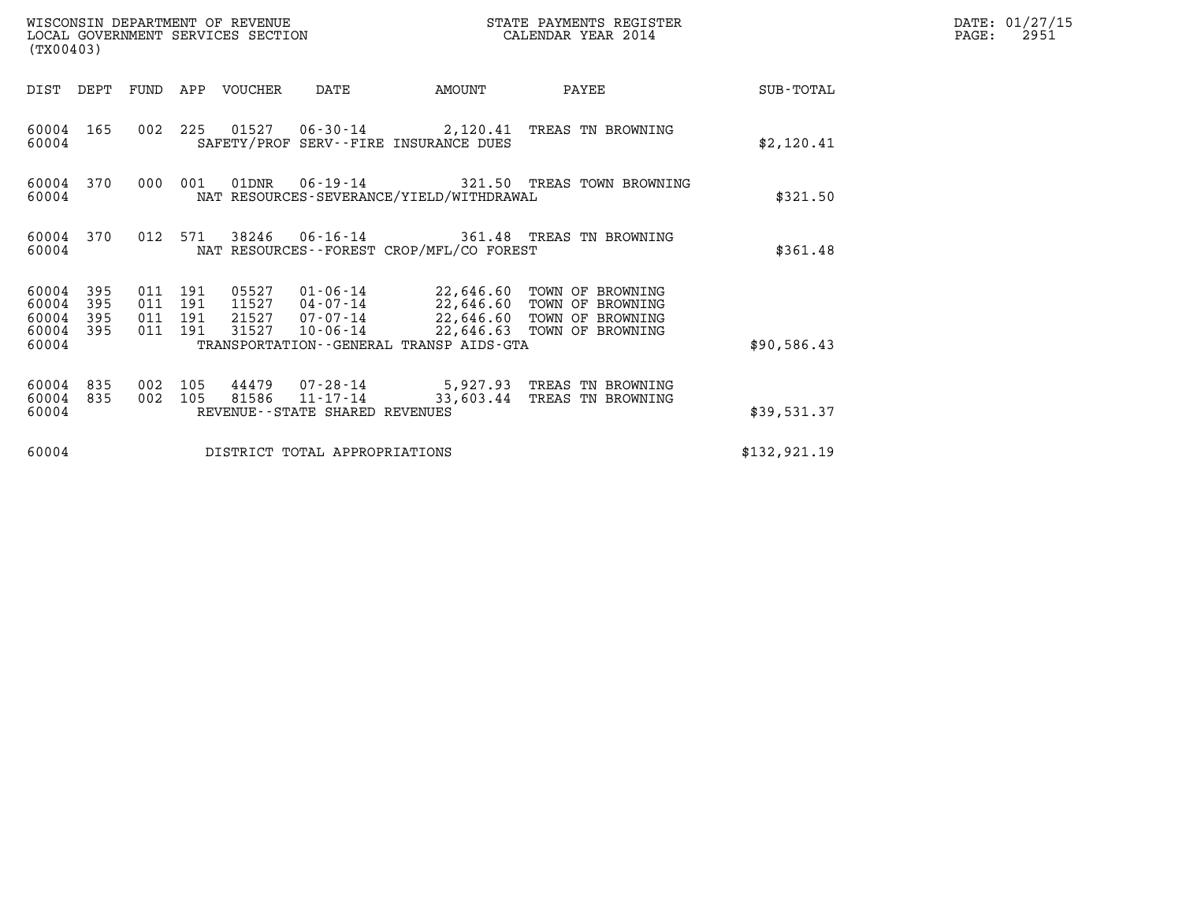WISCONSIN DEPARTMENT OF REVENUE
LOCAL GOVERNMENT SERVICES SECTION
(TX00403)

STATE PAYMENTS REGISTER
CALENDAR YEAR 2014

DATE: 01/27/15
PAGE: 2951

| DIST | DEPT | FUND | APP | VOUCHER | DATE | AMOUNT | PAYEE | SUB-TOTAL |
|---|---|---|---|---|---|---|---|---|
| 60004 | 165 | 002 | 225 | 01527 | 06-30-14 | 2,120.41 | TREAS TN BROWNING | |
| 60004 | | | | SAFETY/PROF SERV--FIRE INSURANCE DUES | | | | $2,120.41 |
| 60004 | 370 | 000 | 001 | 01DNR | 06-19-14 | 321.50 | TREAS TOWN BROWNING | |
| 60004 | | | | NAT RESOURCES-SEVERANCE/YIELD/WITHDRAWAL | | | | $321.50 |
| 60004 | 370 | 012 | 571 | 38246 | 06-16-14 | 361.48 | TREAS TN BROWNING | |
| 60004 | | | | NAT RESOURCES--FOREST CROP/MFL/CO FOREST | | | | $361.48 |
| 60004 | 395 | 011 | 191 | 05527 | 01-06-14 | 22,646.60 | TOWN OF BROWNING | |
| 60004 | 395 | 011 | 191 | 11527 | 04-07-14 | 22,646.60 | TOWN OF BROWNING | |
| 60004 | 395 | 011 | 191 | 21527 | 07-07-14 | 22,646.60 | TOWN OF BROWNING | |
| 60004 | 395 | 011 | 191 | 31527 | 10-06-14 | 22,646.63 | TOWN OF BROWNING | |
| 60004 | | | | TRANSPORTATION--GENERAL TRANSP AIDS-GTA | | | | $90,586.43 |
| 60004 | 835 | 002 | 105 | 44479 | 07-28-14 | 5,927.93 | TREAS TN BROWNING | |
| 60004 | 835 | 002 | 105 | 81586 | 11-17-14 | 33,603.44 | TREAS TN BROWNING | |
| 60004 | | | | REVENUE--STATE SHARED REVENUES | | | | $39,531.37 |
| 60004 | | | | DISTRICT TOTAL APPROPRIATIONS | | | | $132,921.19 |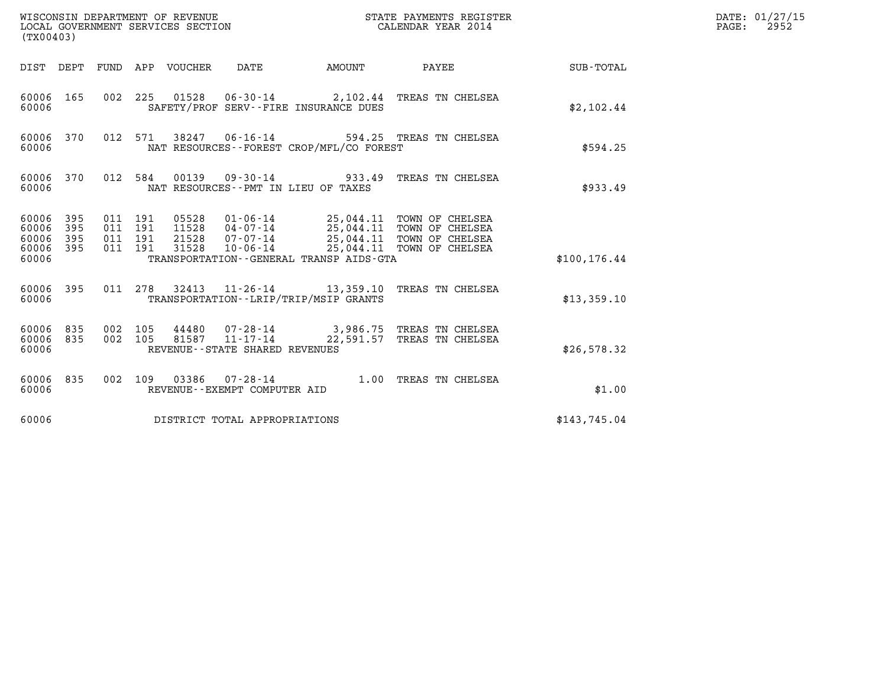WISCONSIN DEPARTMENT OF REVENUE
LOCAL GOVERNMENT SERVICES SECTION
(TX00403)

STATE PAYMENTS REGISTER
CALENDAR YEAR 2014

DATE: 01/27/15
PAGE: 2952

| DIST | DEPT | FUND | APP | VOUCHER | DATE | AMOUNT | PAYEE | SUB-TOTAL |
|---|---|---|---|---|---|---|---|---|
| 60006 | 165 | 002 | 225 | 01528 | 06-30-14 | 2,102.44 | TREAS TN CHELSEA | |
| 60006 | | | | | SAFETY/PROF SERV--FIRE INSURANCE DUES | | | $2,102.44 |
| 60006 | 370 | 012 | 571 | 38247 | 06-16-14 | 594.25 | TREAS TN CHELSEA | |
| 60006 | | | | | NAT RESOURCES--FOREST CROP/MFL/CO FOREST | | | $594.25 |
| 60006 | 370 | 012 | 584 | 00139 | 09-30-14 | 933.49 | TREAS TN CHELSEA | |
| 60006 | | | | | NAT RESOURCES--PMT IN LIEU OF TAXES | | | $933.49 |
| 60006 | 395 | 011 | 191 | 05528 | 01-06-14 | 25,044.11 | TOWN OF CHELSEA | |
| 60006 | 395 | 011 | 191 | 11528 | 04-07-14 | 25,044.11 | TOWN OF CHELSEA | |
| 60006 | 395 | 011 | 191 | 21528 | 07-07-14 | 25,044.11 | TOWN OF CHELSEA | |
| 60006 | 395 | 011 | 191 | 31528 | 10-06-14 | 25,044.11 | TOWN OF CHELSEA | |
| 60006 | | | | | TRANSPORTATION--GENERAL TRANSP AIDS-GTA | | | $100,176.44 |
| 60006 | 395 | 011 | 278 | 32413 | 11-26-14 | 13,359.10 | TREAS TN CHELSEA | |
| 60006 | | | | | TRANSPORTATION--LRIP/TRIP/MSIP GRANTS | | | $13,359.10 |
| 60006 | 835 | 002 | 105 | 44480 | 07-28-14 | 3,986.75 | TREAS TN CHELSEA | |
| 60006 | 835 | 002 | 105 | 81587 | 11-17-14 | 22,591.57 | TREAS TN CHELSEA | |
| 60006 | | | | | REVENUE--STATE SHARED REVENUES | | | $26,578.32 |
| 60006 | 835 | 002 | 109 | 03386 | 07-28-14 | 1.00 | TREAS TN CHELSEA | |
| 60006 | | | | | REVENUE--EXEMPT COMPUTER AID | | | $1.00 |
| 60006 | | | | | DISTRICT TOTAL APPROPRIATIONS | | | $143,745.04 |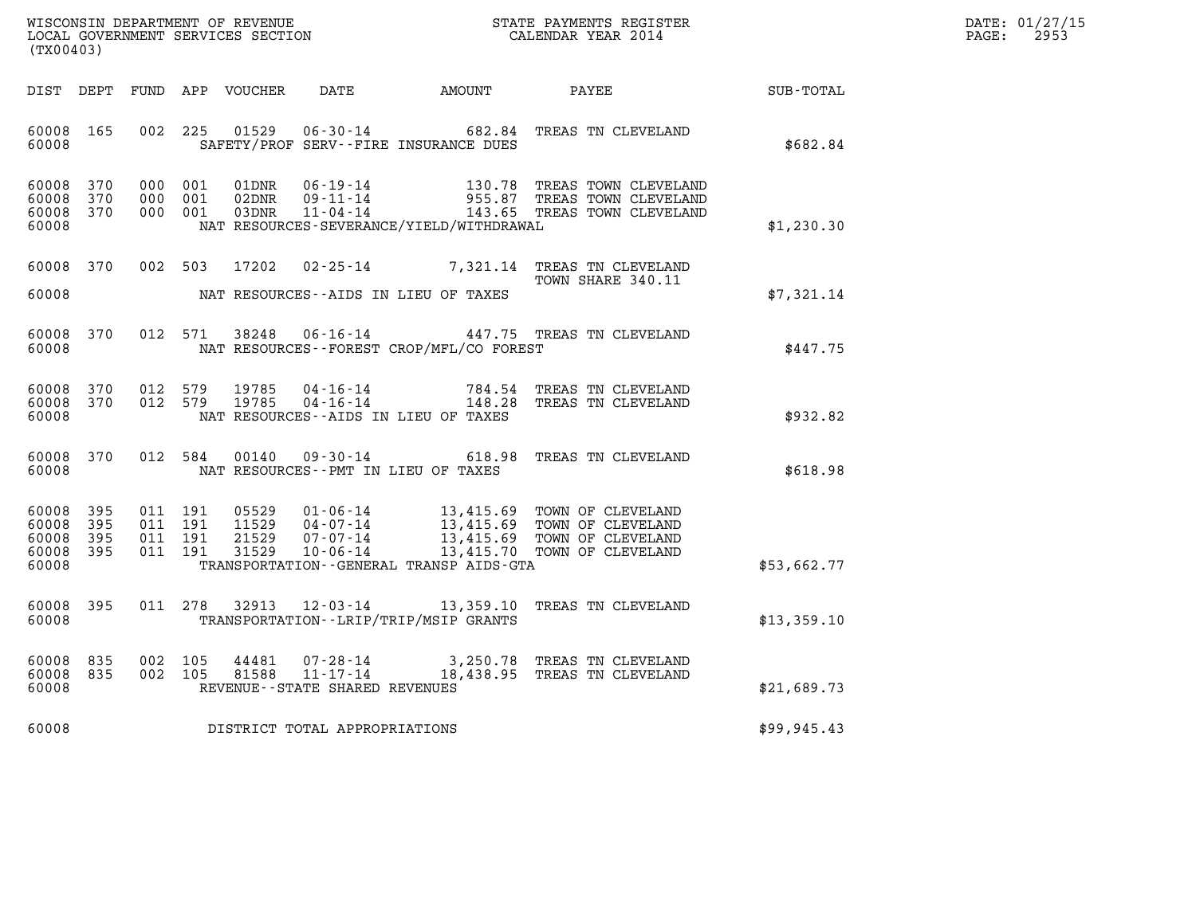WISCONSIN DEPARTMENT OF REVENUE
LOCAL GOVERNMENT SERVICES SECTION
(TX00403)

STATE PAYMENTS REGISTER
CALENDAR YEAR 2014

DATE: 01/27/15
PAGE: 2953

| DIST | DEPT | FUND | APP | VOUCHER | DATE | AMOUNT | PAYEE | SUB-TOTAL |
|---|---|---|---|---|---|---|---|---|
| 60008 | 165 | 002 | 225 | 01529 | 06-30-14 | 682.84 | TREAS TN CLEVELAND | |
| 60008 | | | | | SAFETY/PROF SERV--FIRE INSURANCE DUES | | | $682.84 |
| 60008 | 370 | 000 | 001 | 01DNR | 06-19-14 | 130.78 | TREAS TOWN CLEVELAND | |
| 60008 | 370 | 000 | 001 | 02DNR | 09-11-14 | 955.87 | TREAS TOWN CLEVELAND | |
| 60008 | 370 | 000 | 001 | 03DNR | 11-04-14 | 143.65 | TREAS TOWN CLEVELAND | |
| 60008 | | | | | NAT RESOURCES-SEVERANCE/YIELD/WITHDRAWAL | | | $1,230.30 |
| 60008 | 370 | 002 | 503 | 17202 | 02-25-14 | 7,321.14 | TREAS TN CLEVELAND TOWN SHARE 340.11 | |
| 60008 | | | | | NAT RESOURCES--AIDS IN LIEU OF TAXES | | | $7,321.14 |
| 60008 | 370 | 012 | 571 | 38248 | 06-16-14 | 447.75 | TREAS TN CLEVELAND | |
| 60008 | | | | | NAT RESOURCES--FOREST CROP/MFL/CO FOREST | | | $447.75 |
| 60008 | 370 | 012 | 579 | 19785 | 04-16-14 | 784.54 | TREAS TN CLEVELAND | |
| 60008 | 370 | 012 | 579 | 19785 | 04-16-14 | 148.28 | TREAS TN CLEVELAND | |
| 60008 | | | | | NAT RESOURCES--AIDS IN LIEU OF TAXES | | | $932.82 |
| 60008 | 370 | 012 | 584 | 00140 | 09-30-14 | 618.98 | TREAS TN CLEVELAND | |
| 60008 | | | | | NAT RESOURCES--PMT IN LIEU OF TAXES | | | $618.98 |
| 60008 | 395 | 011 | 191 | 05529 | 01-06-14 | 13,415.69 | TOWN OF CLEVELAND | |
| 60008 | 395 | 011 | 191 | 11529 | 04-07-14 | 13,415.69 | TOWN OF CLEVELAND | |
| 60008 | 395 | 011 | 191 | 21529 | 07-07-14 | 13,415.69 | TOWN OF CLEVELAND | |
| 60008 | 395 | 011 | 191 | 31529 | 10-06-14 | 13,415.70 | TOWN OF CLEVELAND | |
| 60008 | | | | | TRANSPORTATION--GENERAL TRANSP AIDS-GTA | | | $53,662.77 |
| 60008 | 395 | 011 | 278 | 32913 | 12-03-14 | 13,359.10 | TREAS TN CLEVELAND | |
| 60008 | | | | | TRANSPORTATION--LRIP/TRIP/MSIP GRANTS | | | $13,359.10 |
| 60008 | 835 | 002 | 105 | 44481 | 07-28-14 | 3,250.78 | TREAS TN CLEVELAND | |
| 60008 | 835 | 002 | 105 | 81588 | 11-17-14 | 18,438.95 | TREAS TN CLEVELAND | |
| 60008 | | | | | REVENUE--STATE SHARED REVENUES | | | $21,689.73 |
| 60008 | | | | | DISTRICT TOTAL APPROPRIATIONS | | | $99,945.43 |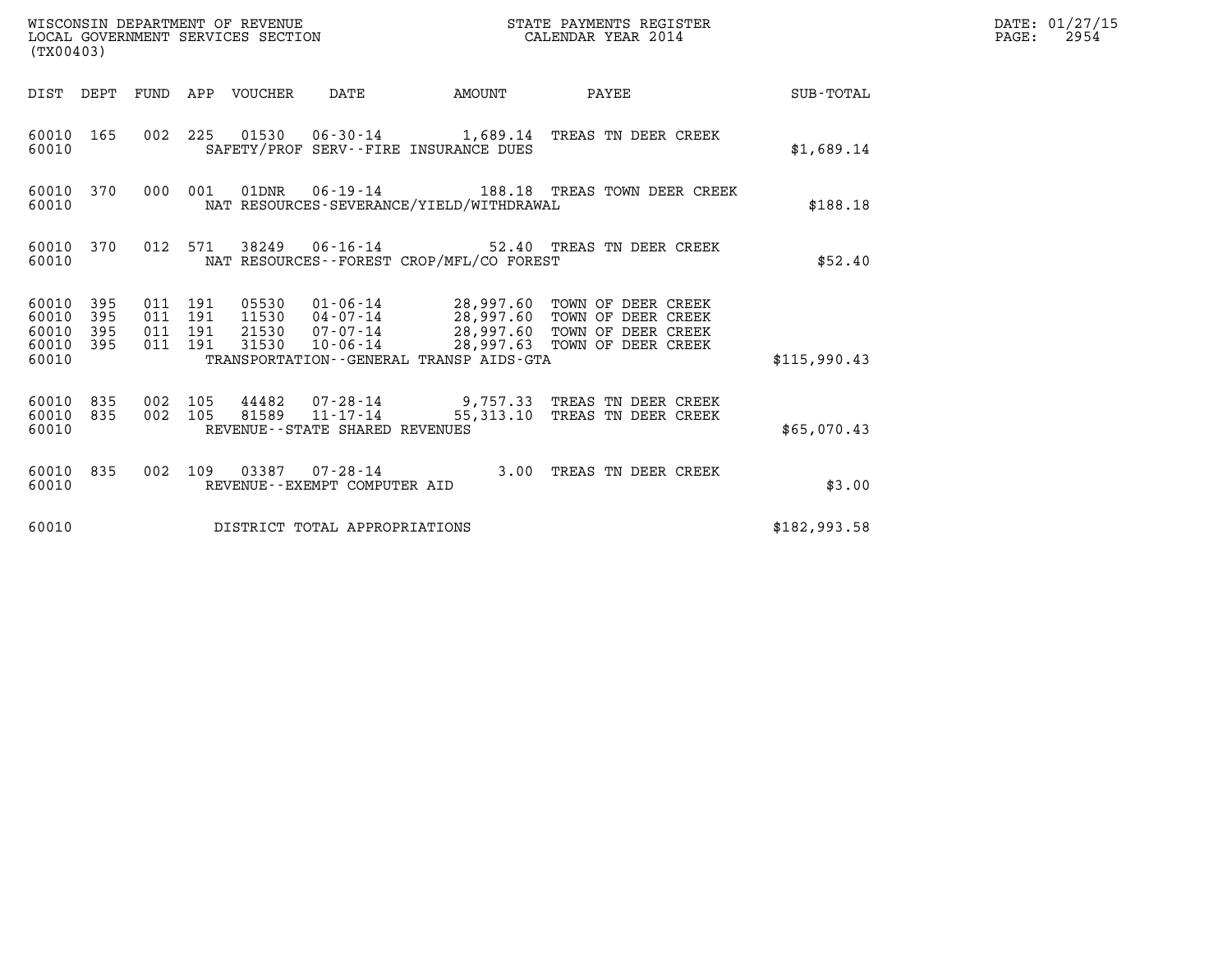WISCONSIN DEPARTMENT OF REVENUE
LOCAL GOVERNMENT SERVICES SECTION
(TX00403)

STATE PAYMENTS REGISTER
CALENDAR YEAR 2014

DATE: 01/27/15

| DIST | DEPT | FUND | APP | VOUCHER | DATE | AMOUNT | PAYEE | SUB-TOTAL |
|---|---|---|---|---|---|---|---|---|
| 60010 | 165 | 002 | 225 | 01530 | 06-30-14 | 1,689.14 | TREAS TN DEER CREEK | |
| 60010 | | | | SAFETY/PROF SERV--FIRE INSURANCE DUES | | | | $1,689.14 |
| 60010 | 370 | 000 | 001 | 01DNR | 06-19-14 | 188.18 | TREAS TOWN DEER CREEK | |
| 60010 | | | | NAT RESOURCES-SEVERANCE/YIELD/WITHDRAWAL | | | | $188.18 |
| 60010 | 370 | 012 | 571 | 38249 | 06-16-14 | 52.40 | TREAS TN DEER CREEK | |
| 60010 | | | | NAT RESOURCES--FOREST CROP/MFL/CO FOREST | | | | $52.40 |
| 60010 | 395 | 011 | 191 | 05530 | 01-06-14 | 28,997.60 | TOWN OF DEER CREEK | |
| 60010 | 395 | 011 | 191 | 11530 | 04-07-14 | 28,997.60 | TOWN OF DEER CREEK | |
| 60010 | 395 | 011 | 191 | 21530 | 07-07-14 | 28,997.60 | TOWN OF DEER CREEK | |
| 60010 | 395 | 011 | 191 | 31530 | 10-06-14 | 28,997.63 | TOWN OF DEER CREEK | |
| 60010 | | | | TRANSPORTATION--GENERAL TRANSP AIDS-GTA | | | | $115,990.43 |
| 60010 | 835 | 002 | 105 | 44482 | 07-28-14 | 9,757.33 | TREAS TN DEER CREEK | |
| 60010 | 835 | 002 | 105 | 81589 | 11-17-14 | 55,313.10 | TREAS TN DEER CREEK | |
| 60010 | | | | REVENUE--STATE SHARED REVENUES | | | | $65,070.43 |
| 60010 | 835 | 002 | 109 | 03387 | 07-28-14 | 3.00 | TREAS TN DEER CREEK | |
| 60010 | | | | REVENUE--EXEMPT COMPUTER AID | | | | $3.00 |
| 60010 | | | | DISTRICT TOTAL APPROPRIATIONS | | | | $182,993.58 |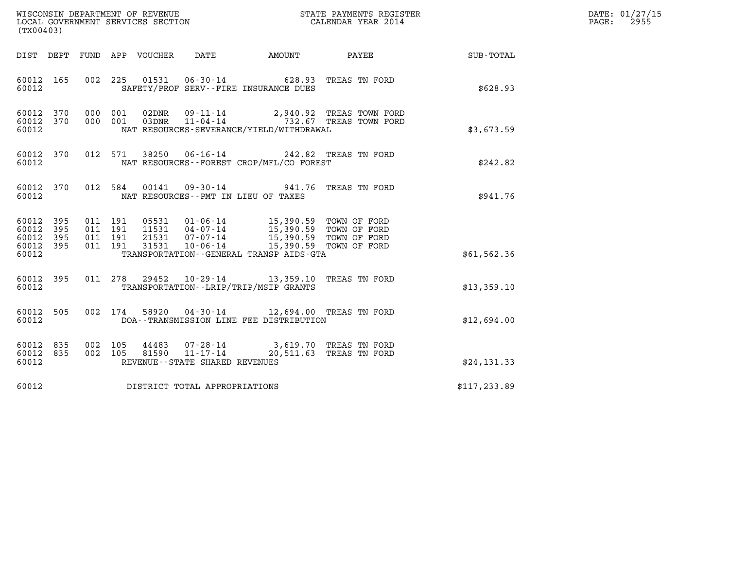WISCONSIN DEPARTMENT OF REVENUE
LOCAL GOVERNMENT SERVICES SECTION
(TX00403)

STATE PAYMENTS REGISTER
CALENDAR YEAR 2014

DATE: 01/27/15
PAGE: 2955

| DIST | DEPT | FUND | APP | VOUCHER | DATE | AMOUNT | PAYEE | SUB-TOTAL |
|---|---|---|---|---|---|---|---|---|
| 60012 | 165 | 002 | 225 | 01531 | 06-30-14 | 628.93 | TREAS TN FORD | |
| 60012 | | | | SAFETY/PROF SERV--FIRE INSURANCE DUES | | | | $628.93 |
| 60012 | 370 | 000 | 001 | 02DNR | 09-11-14 | 2,940.92 | TREAS TOWN FORD | |
| 60012 | 370 | 000 | 001 | 03DNR | 11-04-14 | 732.67 | TREAS TOWN FORD | |
| 60012 | | | | NAT RESOURCES-SEVERANCE/YIELD/WITHDRAWAL | | | | $3,673.59 |
| 60012 | 370 | 012 | 571 | 38250 | 06-16-14 | 242.82 | TREAS TN FORD | |
| 60012 | | | | NAT RESOURCES--FOREST CROP/MFL/CO FOREST | | | | $242.82 |
| 60012 | 370 | 012 | 584 | 00141 | 09-30-14 | 941.76 | TREAS TN FORD | |
| 60012 | | | | NAT RESOURCES--PMT IN LIEU OF TAXES | | | | $941.76 |
| 60012 | 395 | 011 | 191 | 05531 | 01-06-14 | 15,390.59 | TOWN OF FORD | |
| 60012 | 395 | 011 | 191 | 11531 | 04-07-14 | 15,390.59 | TOWN OF FORD | |
| 60012 | 395 | 011 | 191 | 21531 | 07-07-14 | 15,390.59 | TOWN OF FORD | |
| 60012 | 395 | 011 | 191 | 31531 | 10-06-14 | 15,390.59 | TOWN OF FORD | |
| 60012 | | | | TRANSPORTATION--GENERAL TRANSP AIDS-GTA | | | | $61,562.36 |
| 60012 | 395 | 011 | 278 | 29452 | 10-29-14 | 13,359.10 | TREAS TN FORD | |
| 60012 | | | | TRANSPORTATION--LRIP/TRIP/MSIP GRANTS | | | | $13,359.10 |
| 60012 | 505 | 002 | 174 | 58920 | 04-30-14 | 12,694.00 | TREAS TN FORD | |
| 60012 | | | | DOA--TRANSMISSION LINE FEE DISTRIBUTION | | | | $12,694.00 |
| 60012 | 835 | 002 | 105 | 44483 | 07-28-14 | 3,619.70 | TREAS TN FORD | |
| 60012 | 835 | 002 | 105 | 81590 | 11-17-14 | 20,511.63 | TREAS TN FORD | |
| 60012 | | | | REVENUE--STATE SHARED REVENUES | | | | $24,131.33 |
| 60012 | | | | DISTRICT TOTAL APPROPRIATIONS | | | | $117,233.89 |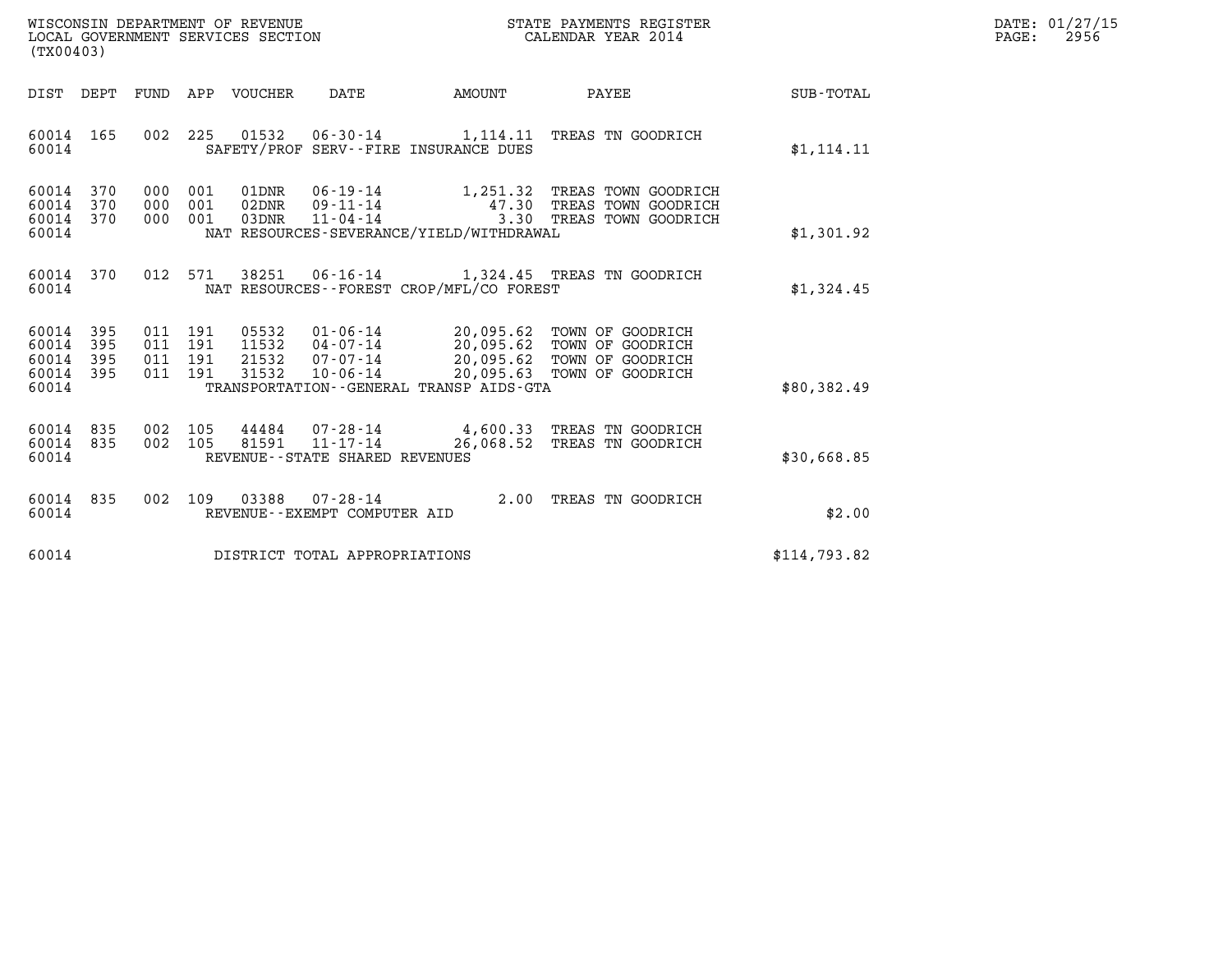WISCONSIN DEPARTMENT OF REVENUE
LOCAL GOVERNMENT SERVICES SECTION
(TX00403)

STATE PAYMENTS REGISTER
CALENDAR YEAR 2014

DATE: 01/27/15
PAGE: 2956

| DIST | DEPT | FUND | APP | VOUCHER | DATE | AMOUNT | PAYEE | SUB-TOTAL |
|---|---|---|---|---|---|---|---|---|
| 60014 | 165 | 002 | 225 | 01532 | 06-30-14 | 1,114.11 | TREAS TN GOODRICH | |
| 60014 | | | | SAFETY/PROF SERV--FIRE INSURANCE DUES | | | | $1,114.11 |
| 60014 | 370 | 000 | 001 | 01DNR | 06-19-14 | 1,251.32 | TREAS TOWN GOODRICH | |
| 60014 | 370 | 000 | 001 | 02DNR | 09-11-14 | 47.30 | TREAS TOWN GOODRICH | |
| 60014 | 370 | 000 | 001 | 03DNR | 11-04-14 | 3.30 | TREAS TOWN GOODRICH | |
| 60014 | | | | NAT RESOURCES-SEVERANCE/YIELD/WITHDRAWAL | | | | $1,301.92 |
| 60014 | 370 | 012 | 571 | 38251 | 06-16-14 | 1,324.45 | TREAS TN GOODRICH | |
| 60014 | | | | NAT RESOURCES--FOREST CROP/MFL/CO FOREST | | | | $1,324.45 |
| 60014 | 395 | 011 | 191 | 05532 | 01-06-14 | 20,095.62 | TOWN OF GOODRICH | |
| 60014 | 395 | 011 | 191 | 11532 | 04-07-14 | 20,095.62 | TOWN OF GOODRICH | |
| 60014 | 395 | 011 | 191 | 21532 | 07-07-14 | 20,095.62 | TOWN OF GOODRICH | |
| 60014 | 395 | 011 | 191 | 31532 | 10-06-14 | 20,095.63 | TOWN OF GOODRICH | |
| 60014 | | | | TRANSPORTATION--GENERAL TRANSP AIDS-GTA | | | | $80,382.49 |
| 60014 | 835 | 002 | 105 | 44484 | 07-28-14 | 4,600.33 | TREAS TN GOODRICH | |
| 60014 | 835 | 002 | 105 | 81591 | 11-17-14 | 26,068.52 | TREAS TN GOODRICH | |
| 60014 | | | | REVENUE--STATE SHARED REVENUES | | | | $30,668.85 |
| 60014 | 835 | 002 | 109 | 03388 | 07-28-14 | 2.00 | TREAS TN GOODRICH | |
| 60014 | | | | REVENUE--EXEMPT COMPUTER AID | | | | $2.00 |
| 60014 | | | | DISTRICT TOTAL APPROPRIATIONS | | | | $114,793.82 |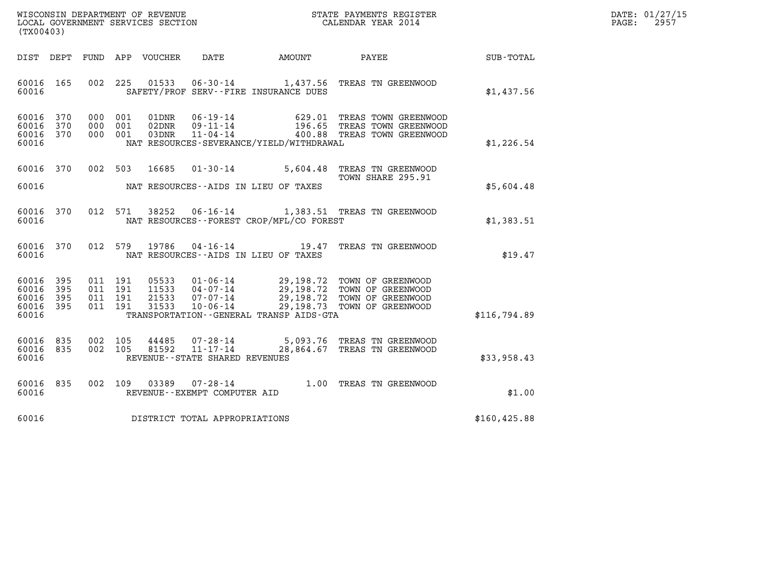WISCONSIN DEPARTMENT OF REVENUE
LOCAL GOVERNMENT SERVICES SECTION
(TX00403)

STATE PAYMENTS REGISTER
CALENDAR YEAR 2014

DATE: 01/27/15
PAGE: 2957

| DIST | DEPT | FUND | APP | VOUCHER | DATE | AMOUNT | PAYEE | SUB-TOTAL |
|---|---|---|---|---|---|---|---|---|
| 60016 | 165 | 002 | 225 | 01533 | 06-30-14 | 1,437.56 | TREAS TN GREENWOOD | |
| 60016 | | | | SAFETY/PROF SERV--FIRE INSURANCE DUES | | | | $1,437.56 |
| 60016 | 370 | 000 | 001 | 01DNR | 06-19-14 | 629.01 | TREAS TOWN GREENWOOD | |
| 60016 | 370 | 000 | 001 | 02DNR | 09-11-14 | 196.65 | TREAS TOWN GREENWOOD | |
| 60016 | 370 | 000 | 001 | 03DNR | 11-04-14 | 400.88 | TREAS TOWN GREENWOOD | |
| 60016 | | | | NAT RESOURCES-SEVERANCE/YIELD/WITHDRAWAL | | | | $1,226.54 |
| 60016 | 370 | 002 | 503 | 16685 | 01-30-14 | 5,604.48 | TREAS TN GREENWOOD TOWN SHARE 295.91 | |
| 60016 | | | | NAT RESOURCES--AIDS IN LIEU OF TAXES | | | | $5,604.48 |
| 60016 | 370 | 012 | 571 | 38252 | 06-16-14 | 1,383.51 | TREAS TN GREENWOOD | |
| 60016 | | | | NAT RESOURCES--FOREST CROP/MFL/CO FOREST | | | | $1,383.51 |
| 60016 | 370 | 012 | 579 | 19786 | 04-16-14 | 19.47 | TREAS TN GREENWOOD | |
| 60016 | | | | NAT RESOURCES--AIDS IN LIEU OF TAXES | | | | $19.47 |
| 60016 | 395 | 011 | 191 | 05533 | 01-06-14 | 29,198.72 | TOWN OF GREENWOOD | |
| 60016 | 395 | 011 | 191 | 11533 | 04-07-14 | 29,198.72 | TOWN OF GREENWOOD | |
| 60016 | 395 | 011 | 191 | 21533 | 07-07-14 | 29,198.72 | TOWN OF GREENWOOD | |
| 60016 | 395 | 011 | 191 | 31533 | 10-06-14 | 29,198.73 | TOWN OF GREENWOOD | |
| 60016 | | | | TRANSPORTATION--GENERAL TRANSP AIDS-GTA | | | | $116,794.89 |
| 60016 | 835 | 002 | 105 | 44485 | 07-28-14 | 5,093.76 | TREAS TN GREENWOOD | |
| 60016 | 835 | 002 | 105 | 81592 | 11-17-14 | 28,864.67 | TREAS TN GREENWOOD | |
| 60016 | | | | REVENUE--STATE SHARED REVENUES | | | | $33,958.43 |
| 60016 | 835 | 002 | 109 | 03389 | 07-28-14 | 1.00 | TREAS TN GREENWOOD | |
| 60016 | | | | REVENUE--EXEMPT COMPUTER AID | | | | $1.00 |
| 60016 | | | | DISTRICT TOTAL APPROPRIATIONS | | | | $160,425.88 |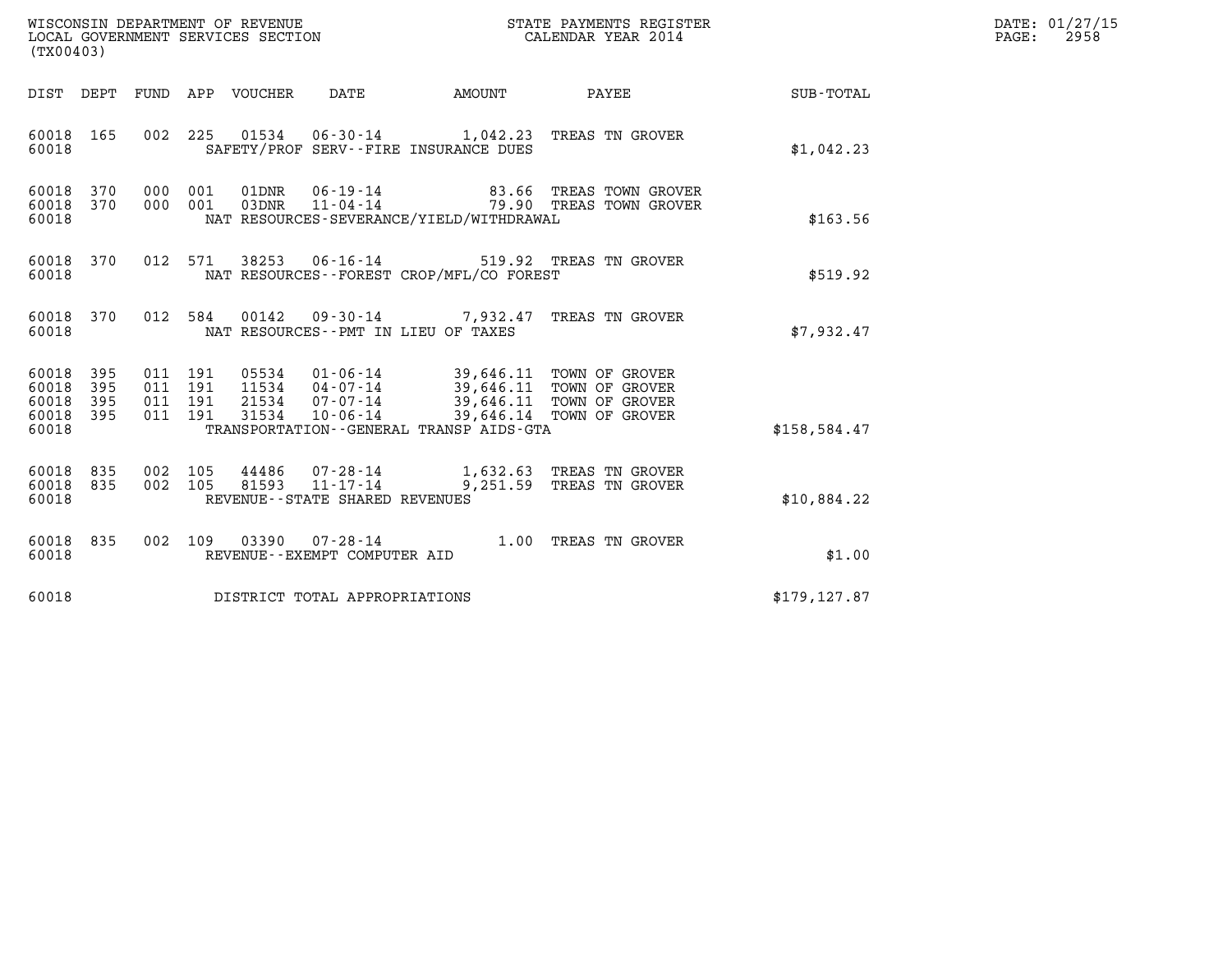WISCONSIN DEPARTMENT OF REVENUE
LOCAL GOVERNMENT SERVICES SECTION
(TX00403)

STATE PAYMENTS REGISTER
CALENDAR YEAR 2014

DATE: 01/27/15
PAGE: 2958

| DIST | DEPT | FUND | APP | VOUCHER | DATE | AMOUNT | PAYEE | SUB-TOTAL |
|---|---|---|---|---|---|---|---|---|
| 60018 | 165 | 002 | 225 | 01534 | 06-30-14 | 1,042.23 | TREAS TN GROVER | |
| 60018 | | | | SAFETY/PROF SERV--FIRE INSURANCE DUES | | | | $1,042.23 |
| 60018 | 370 | 000 | 001 | 01DNR | 06-19-14 | 83.66 | TREAS TOWN GROVER | |
| 60018 | 370 | 000 | 001 | 03DNR | 11-04-14 | 79.90 | TREAS TOWN GROVER | |
| 60018 | | | | NAT RESOURCES-SEVERANCE/YIELD/WITHDRAWAL | | | | $163.56 |
| 60018 | 370 | 012 | 571 | 38253 | 06-16-14 | 519.92 | TREAS TN GROVER | |
| 60018 | | | | NAT RESOURCES--FOREST CROP/MFL/CO FOREST | | | | $519.92 |
| 60018 | 370 | 012 | 584 | 00142 | 09-30-14 | 7,932.47 | TREAS TN GROVER | |
| 60018 | | | | NAT RESOURCES--PMT IN LIEU OF TAXES | | | | $7,932.47 |
| 60018 | 395 | 011 | 191 | 05534 | 01-06-14 | 39,646.11 | TOWN OF GROVER | |
| 60018 | 395 | 011 | 191 | 11534 | 04-07-14 | 39,646.11 | TOWN OF GROVER | |
| 60018 | 395 | 011 | 191 | 21534 | 07-07-14 | 39,646.11 | TOWN OF GROVER | |
| 60018 | 395 | 011 | 191 | 31534 | 10-06-14 | 39,646.14 | TOWN OF GROVER | |
| 60018 | | | | TRANSPORTATION--GENERAL TRANSP AIDS-GTA | | | | $158,584.47 |
| 60018 | 835 | 002 | 105 | 44486 | 07-28-14 | 1,632.63 | TREAS TN GROVER | |
| 60018 | 835 | 002 | 105 | 81593 | 11-17-14 | 9,251.59 | TREAS TN GROVER | |
| 60018 | | | | REVENUE--STATE SHARED REVENUES | | | | $10,884.22 |
| 60018 | 835 | 002 | 109 | 03390 | 07-28-14 | 1.00 | TREAS TN GROVER | |
| 60018 | | | | REVENUE--EXEMPT COMPUTER AID | | | | $1.00 |
| 60018 | | | | DISTRICT TOTAL APPROPRIATIONS | | | | $179,127.87 |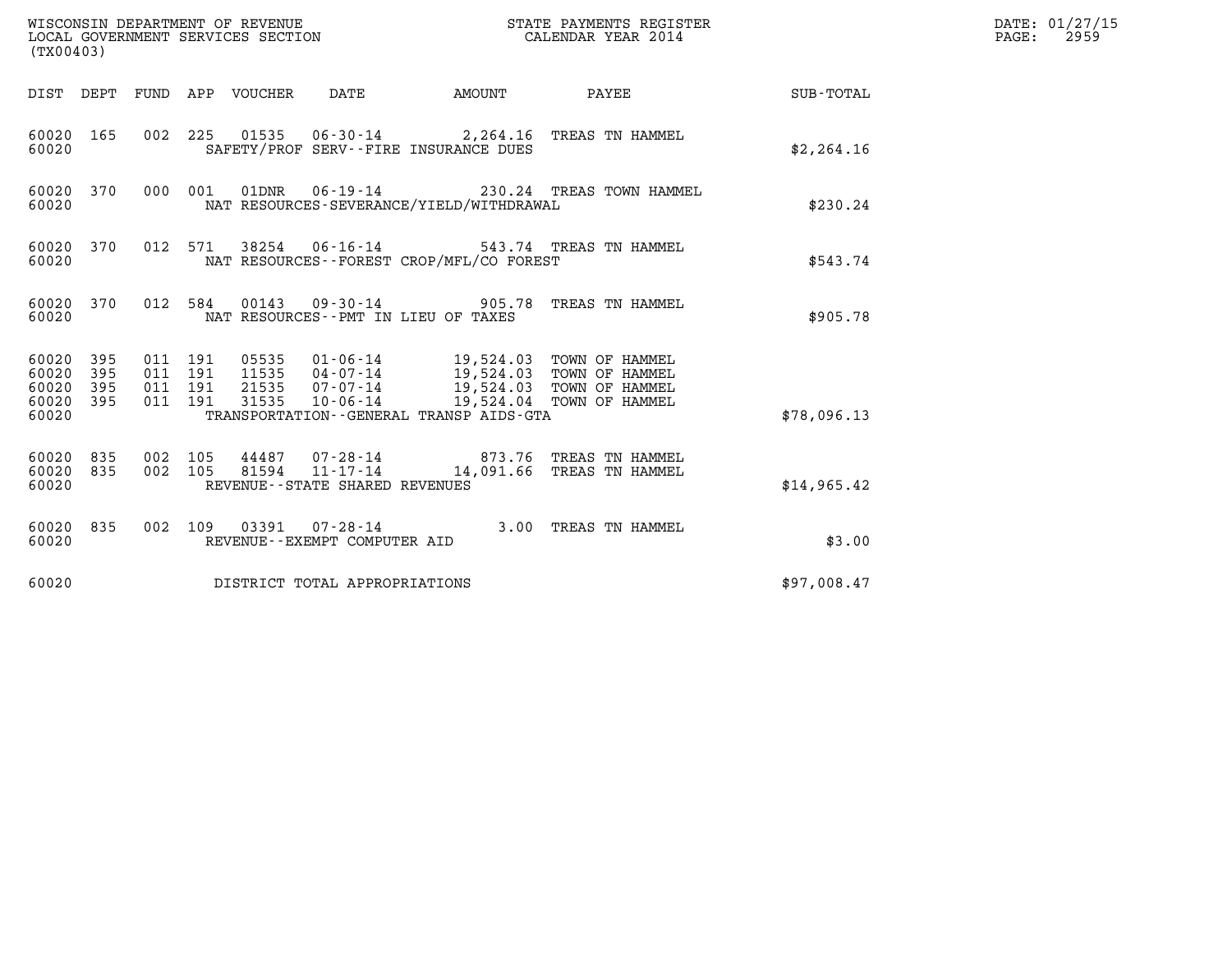WISCONSIN DEPARTMENT OF REVENUE
LOCAL GOVERNMENT SERVICES SECTION
(TX00403)

STATE PAYMENTS REGISTER
CALENDAR YEAR 2014

DATE: 01/27/15
PAGE: 2959

| DIST | DEPT | FUND | APP | VOUCHER | DATE | AMOUNT | PAYEE | SUB-TOTAL |
|---|---|---|---|---|---|---|---|---|
| 60020 | 165 | 002 | 225 | 01535 | 06-30-14 | 2,264.16 | TREAS TN HAMMEL | |
| 60020 | | | | SAFETY/PROF SERV--FIRE INSURANCE DUES | | | | $2,264.16 |
| 60020 | 370 | 000 | 001 | 01DNR | 06-19-14 | 230.24 | TREAS TOWN HAMMEL | |
| 60020 | | | | NAT RESOURCES-SEVERANCE/YIELD/WITHDRAWAL | | | | $230.24 |
| 60020 | 370 | 012 | 571 | 38254 | 06-16-14 | 543.74 | TREAS TN HAMMEL | |
| 60020 | | | | NAT RESOURCES--FOREST CROP/MFL/CO FOREST | | | | $543.74 |
| 60020 | 370 | 012 | 584 | 00143 | 09-30-14 | 905.78 | TREAS TN HAMMEL | |
| 60020 | | | | NAT RESOURCES--PMT IN LIEU OF TAXES | | | | $905.78 |
| 60020 | 395 | 011 | 191 | 05535 | 01-06-14 | 19,524.03 | TOWN OF HAMMEL | |
| 60020 | 395 | 011 | 191 | 11535 | 04-07-14 | 19,524.03 | TOWN OF HAMMEL | |
| 60020 | 395 | 011 | 191 | 21535 | 07-07-14 | 19,524.03 | TOWN OF HAMMEL | |
| 60020 | 395 | 011 | 191 | 31535 | 10-06-14 | 19,524.04 | TOWN OF HAMMEL | |
| 60020 | | | | TRANSPORTATION--GENERAL TRANSP AIDS-GTA | | | | $78,096.13 |
| 60020 | 835 | 002 | 105 | 44487 | 07-28-14 | 873.76 | TREAS TN HAMMEL | |
| 60020 | 835 | 002 | 105 | 81594 | 11-17-14 | 14,091.66 | TREAS TN HAMMEL | |
| 60020 | | | | REVENUE--STATE SHARED REVENUES | | | | $14,965.42 |
| 60020 | 835 | 002 | 109 | 03391 | 07-28-14 | 3.00 | TREAS TN HAMMEL | |
| 60020 | | | | REVENUE--EXEMPT COMPUTER AID | | | | $3.00 |
| 60020 | | | | DISTRICT TOTAL APPROPRIATIONS | | | | $97,008.47 |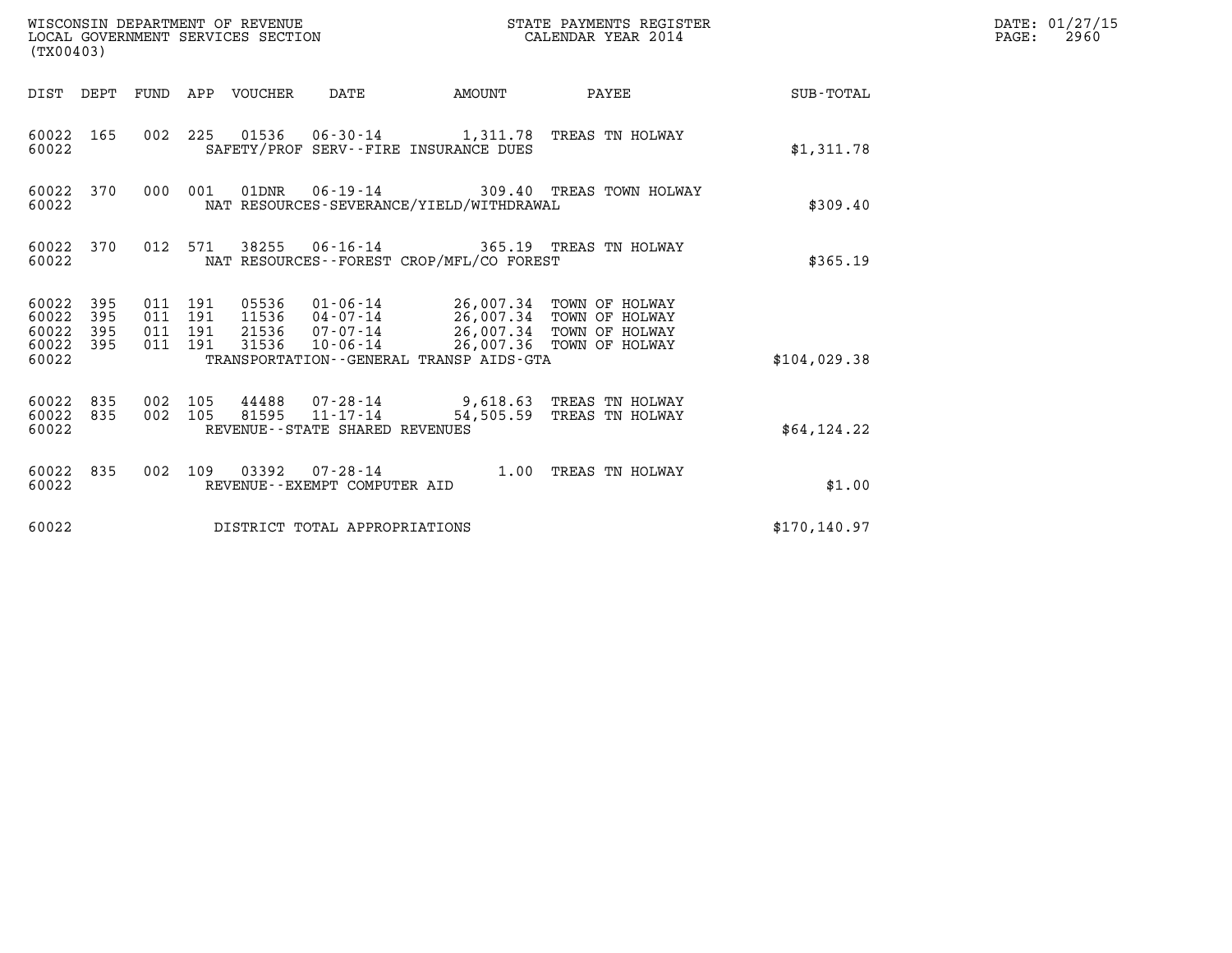WISCONSIN DEPARTMENT OF REVENUE
LOCAL GOVERNMENT SERVICES SECTION
(TX00403)

STATE PAYMENTS REGISTER
CALENDAR YEAR 2014

DATE: 01/27/15
PAGE: 2960

| DIST | DEPT | FUND | APP | VOUCHER | DATE | AMOUNT | PAYEE | SUB-TOTAL |
|---|---|---|---|---|---|---|---|---|
| 60022 | 165 | 002 | 225 | 01536 | 06-30-14 | 1,311.78 | TREAS TN HOLWAY | |
| 60022 | | | | SAFETY/PROF SERV--FIRE INSURANCE DUES | | | | $1,311.78 |
| 60022 | 370 | 000 | 001 | 01DNR | 06-19-14 | 309.40 | TREAS TOWN HOLWAY | |
| 60022 | | | | NAT RESOURCES-SEVERANCE/YIELD/WITHDRAWAL | | | | $309.40 |
| 60022 | 370 | 012 | 571 | 38255 | 06-16-14 | 365.19 | TREAS TN HOLWAY | |
| 60022 | | | | NAT RESOURCES--FOREST CROP/MFL/CO FOREST | | | | $365.19 |
| 60022 | 395 | 011 | 191 | 05536 | 01-06-14 | 26,007.34 | TOWN OF HOLWAY | |
| 60022 | 395 | 011 | 191 | 11536 | 04-07-14 | 26,007.34 | TOWN OF HOLWAY | |
| 60022 | 395 | 011 | 191 | 21536 | 07-07-14 | 26,007.34 | TOWN OF HOLWAY | |
| 60022 | 395 | 011 | 191 | 31536 | 10-06-14 | 26,007.36 | TOWN OF HOLWAY | |
| 60022 | | | | TRANSPORTATION--GENERAL TRANSP AIDS-GTA | | | | $104,029.38 |
| 60022 | 835 | 002 | 105 | 44488 | 07-28-14 | 9,618.63 | TREAS TN HOLWAY | |
| 60022 | 835 | 002 | 105 | 81595 | 11-17-14 | 54,505.59 | TREAS TN HOLWAY | |
| 60022 | | | | REVENUE--STATE SHARED REVENUES | | | | $64,124.22 |
| 60022 | 835 | 002 | 109 | 03392 | 07-28-14 | 1.00 | TREAS TN HOLWAY | |
| 60022 | | | | REVENUE--EXEMPT COMPUTER AID | | | | $1.00 |
| 60022 | | | | DISTRICT TOTAL APPROPRIATIONS | | | | $170,140.97 |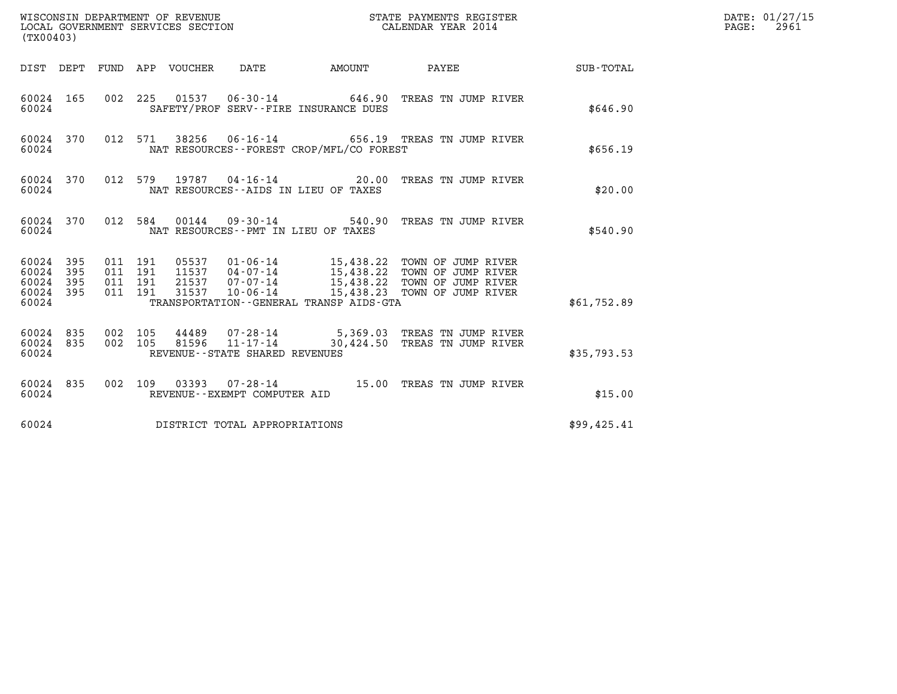WISCONSIN DEPARTMENT OF REVENUE
LOCAL GOVERNMENT SERVICES SECTION
(TX00403)

STATE PAYMENTS REGISTER
CALENDAR YEAR 2014

DATE: 01/27/15
PAGE: 2961

| DIST | DEPT | FUND | APP | VOUCHER | DATE | AMOUNT | PAYEE | SUB-TOTAL |
|---|---|---|---|---|---|---|---|---|
| 60024 | 165 | 002 | 225 | 01537 | 06-30-14 | 646.90 | TREAS TN JUMP RIVER | |
| 60024 | | | | SAFETY/PROF SERV--FIRE INSURANCE DUES | | | | $646.90 |
| 60024 | 370 | 012 | 571 | 38256 | 06-16-14 | 656.19 | TREAS TN JUMP RIVER | |
| 60024 | | | | NAT RESOURCES--FOREST CROP/MFL/CO FOREST | | | | $656.19 |
| 60024 | 370 | 012 | 579 | 19787 | 04-16-14 | 20.00 | TREAS TN JUMP RIVER | |
| 60024 | | | | NAT RESOURCES--AIDS IN LIEU OF TAXES | | | | $20.00 |
| 60024 | 370 | 012 | 584 | 00144 | 09-30-14 | 540.90 | TREAS TN JUMP RIVER | |
| 60024 | | | | NAT RESOURCES--PMT IN LIEU OF TAXES | | | | $540.90 |
| 60024 | 395 | 011 | 191 | 05537 | 01-06-14 | 15,438.22 | TOWN OF JUMP RIVER | |
| 60024 | 395 | 011 | 191 | 11537 | 04-07-14 | 15,438.22 | TOWN OF JUMP RIVER | |
| 60024 | 395 | 011 | 191 | 21537 | 07-07-14 | 15,438.22 | TOWN OF JUMP RIVER | |
| 60024 | 395 | 011 | 191 | 31537 | 10-06-14 | 15,438.23 | TOWN OF JUMP RIVER | |
| 60024 | | | | TRANSPORTATION--GENERAL TRANSP AIDS-GTA | | | | $61,752.89 |
| 60024 | 835 | 002 | 105 | 44489 | 07-28-14 | 5,369.03 | TREAS TN JUMP RIVER | |
| 60024 | 835 | 002 | 105 | 81596 | 11-17-14 | 30,424.50 | TREAS TN JUMP RIVER | |
| 60024 | | | | REVENUE--STATE SHARED REVENUES | | | | $35,793.53 |
| 60024 | 835 | 002 | 109 | 03393 | 07-28-14 | 15.00 | TREAS TN JUMP RIVER | |
| 60024 | | | | REVENUE--EXEMPT COMPUTER AID | | | | $15.00 |
| 60024 | | | | DISTRICT TOTAL APPROPRIATIONS | | | | $99,425.41 |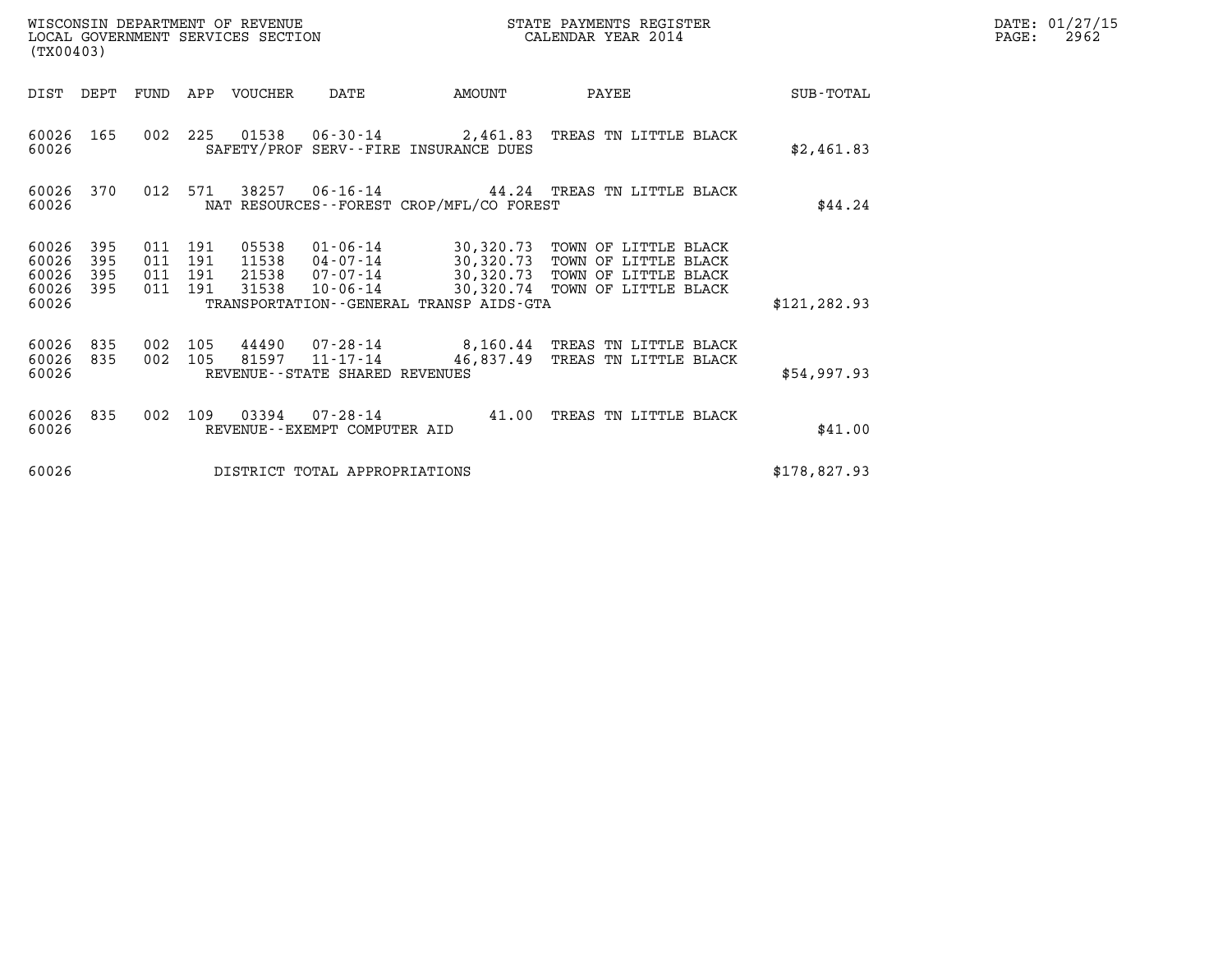WISCONSIN DEPARTMENT OF REVENUE
LOCAL GOVERNMENT SERVICES SECTION
(TX00403)

STATE PAYMENTS REGISTER
CALENDAR YEAR 2014

DATE: 01/27/15

| DIST | DEPT | FUND | APP | VOUCHER | DATE | AMOUNT | PAYEE | SUB-TOTAL |
|---|---|---|---|---|---|---|---|---|
| 60026 | 165 | 002 | 225 | 01538 | 06-30-14 | 2,461.83 | TREAS TN LITTLE BLACK | |
| 60026 | | | | SAFETY/PROF SERV--FIRE INSURANCE DUES | | | | $2,461.83 |
| 60026 | 370 | 012 | 571 | 38257 | 06-16-14 | 44.24 | TREAS TN LITTLE BLACK | |
| 60026 | | | | NAT RESOURCES--FOREST CROP/MFL/CO FOREST | | | | $44.24 |
| 60026 | 395 | 011 | 191 | 05538 | 01-06-14 | 30,320.73 | TOWN OF LITTLE BLACK | |
| 60026 | 395 | 011 | 191 | 11538 | 04-07-14 | 30,320.73 | TOWN OF LITTLE BLACK | |
| 60026 | 395 | 011 | 191 | 21538 | 07-07-14 | 30,320.73 | TOWN OF LITTLE BLACK | |
| 60026 | 395 | 011 | 191 | 31538 | 10-06-14 | 30,320.74 | TOWN OF LITTLE BLACK | |
| 60026 | | | | TRANSPORTATION--GENERAL TRANSP AIDS-GTA | | | | $121,282.93 |
| 60026 | 835 | 002 | 105 | 44490 | 07-28-14 | 8,160.44 | TREAS TN LITTLE BLACK | |
| 60026 | 835 | 002 | 105 | 81597 | 11-17-14 | 46,837.49 | TREAS TN LITTLE BLACK | |
| 60026 | | | | REVENUE--STATE SHARED REVENUES | | | | $54,997.93 |
| 60026 | 835 | 002 | 109 | 03394 | 07-28-14 | 41.00 | TREAS TN LITTLE BLACK | |
| 60026 | | | | REVENUE--EXEMPT COMPUTER AID | | | | $41.00 |
| 60026 | | | | DISTRICT TOTAL APPROPRIATIONS | | | | $178,827.93 |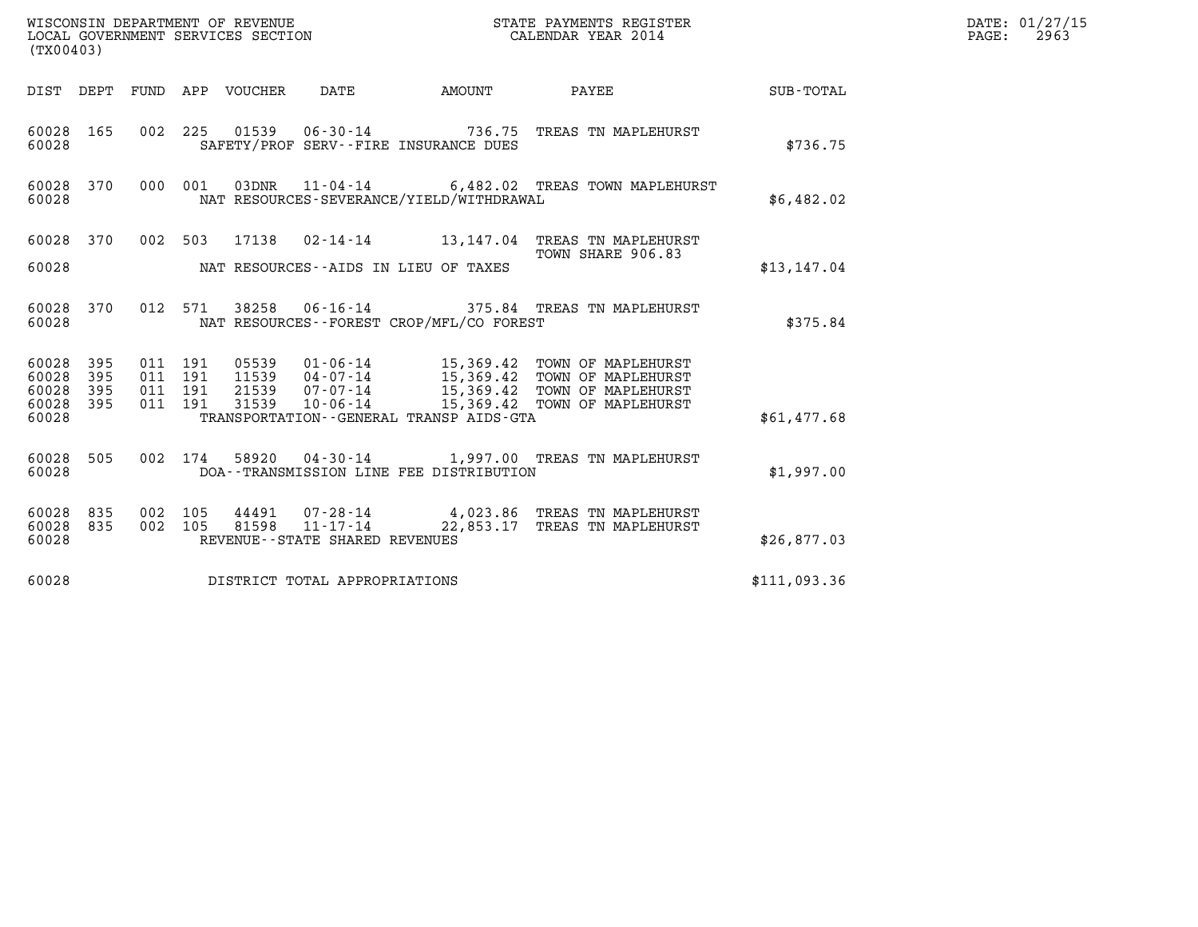WISCONSIN DEPARTMENT OF REVENUE
LOCAL GOVERNMENT SERVICES SECTION
(TX00403)

STATE PAYMENTS REGISTER
CALENDAR YEAR 2014

DATE: 01/27/15
PAGE: 2963

| DIST | DEPT | FUND | APP | VOUCHER | DATE | AMOUNT | PAYEE | SUB-TOTAL |
|---|---|---|---|---|---|---|---|---|
| 60028 | 165 | 002 | 225 | 01539 | 06-30-14 | 736.75 | TREAS TN MAPLEHURST | |
| 60028 | | | | SAFETY/PROF SERV--FIRE INSURANCE DUES | | | | $736.75 |
| 60028 | 370 | 000 | 001 | 03DNR | 11-04-14 | 6,482.02 | TREAS TOWN MAPLEHURST | |
| 60028 | | | | NAT RESOURCES-SEVERANCE/YIELD/WITHDRAWAL | | | | $6,482.02 |
| 60028 | 370 | 002 | 503 | 17138 | 02-14-14 | 13,147.04 | TREAS TN MAPLEHURST TOWN SHARE 906.83 | |
| 60028 | | | | NAT RESOURCES--AIDS IN LIEU OF TAXES | | | | $13,147.04 |
| 60028 | 370 | 012 | 571 | 38258 | 06-16-14 | 375.84 | TREAS TN MAPLEHURST | |
| 60028 | | | | NAT RESOURCES--FOREST CROP/MFL/CO FOREST | | | | $375.84 |
| 60028 | 395 | 011 | 191 | 05539 | 01-06-14 | 15,369.42 | TOWN OF MAPLEHURST | |
| 60028 | 395 | 011 | 191 | 11539 | 04-07-14 | 15,369.42 | TOWN OF MAPLEHURST | |
| 60028 | 395 | 011 | 191 | 21539 | 07-07-14 | 15,369.42 | TOWN OF MAPLEHURST | |
| 60028 | 395 | 011 | 191 | 31539 | 10-06-14 | 15,369.42 | TOWN OF MAPLEHURST | |
| 60028 | | | | TRANSPORTATION--GENERAL TRANSP AIDS-GTA | | | | $61,477.68 |
| 60028 | 505 | 002 | 174 | 58920 | 04-30-14 | 1,997.00 | TREAS TN MAPLEHURST | |
| 60028 | | | | DOA--TRANSMISSION LINE FEE DISTRIBUTION | | | | $1,997.00 |
| 60028 | 835 | 002 | 105 | 44491 | 07-28-14 | 4,023.86 | TREAS TN MAPLEHURST | |
| 60028 | 835 | 002 | 105 | 81598 | 11-17-14 | 22,853.17 | TREAS TN MAPLEHURST | |
| 60028 | | | | REVENUE--STATE SHARED REVENUES | | | | $26,877.03 |
| 60028 | | | | DISTRICT TOTAL APPROPRIATIONS | | | | $111,093.36 |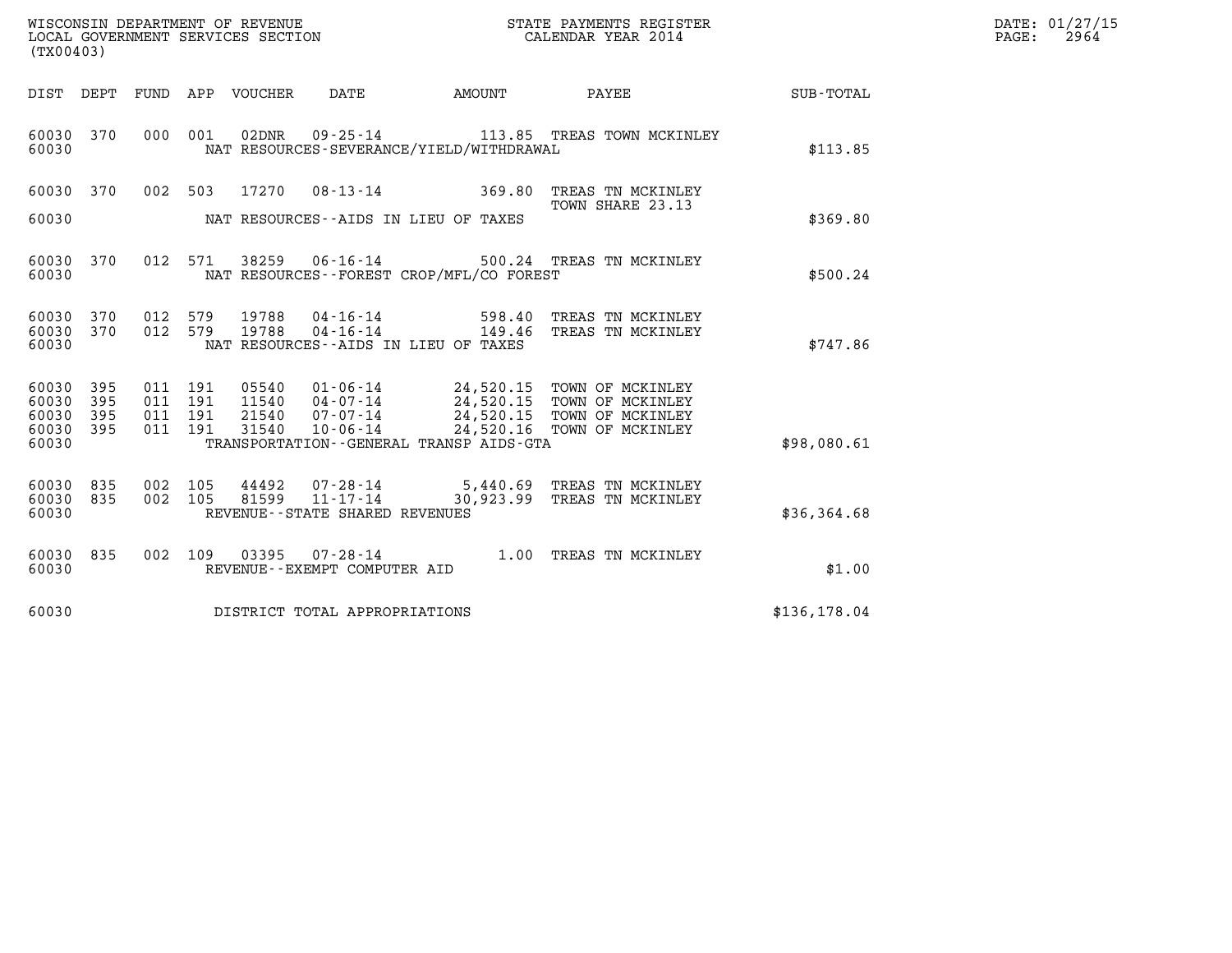WISCONSIN DEPARTMENT OF REVENUE
LOCAL GOVERNMENT SERVICES SECTION
(TX00403)

STATE PAYMENTS REGISTER
CALENDAR YEAR 2014

DATE: 01/27/15
PAGE: 2964

| DIST | DEPT | FUND | APP | VOUCHER | DATE | AMOUNT | PAYEE | SUB-TOTAL |
|---|---|---|---|---|---|---|---|---|
| 60030 | 370 | 000 | 001 | 02DNR | 09-25-14 | 113.85 | TREAS TOWN MCKINLEY | |
| 60030 | | | | | NAT RESOURCES-SEVERANCE/YIELD/WITHDRAWAL | | | $113.85 |
| 60030 | 370 | 002 | 503 | 17270 | 08-13-14 | 369.80 | TREAS TN MCKINLEY TOWN SHARE 23.13 | |
| 60030 | | | | | NAT RESOURCES--AIDS IN LIEU OF TAXES | | | $369.80 |
| 60030 | 370 | 012 | 571 | 38259 | 06-16-14 | 500.24 | TREAS TN MCKINLEY | |
| 60030 | | | | | NAT RESOURCES--FOREST CROP/MFL/CO FOREST | | | $500.24 |
| 60030 | 370 | 012 | 579 | 19788 | 04-16-14 | 598.40 | TREAS TN MCKINLEY | |
| 60030 | 370 | 012 | 579 | 19788 | 04-16-14 | 149.46 | TREAS TN MCKINLEY | |
| 60030 | | | | | NAT RESOURCES--AIDS IN LIEU OF TAXES | | | $747.86 |
| 60030 | 395 | 011 | 191 | 05540 | 01-06-14 | 24,520.15 | TOWN OF MCKINLEY | |
| 60030 | 395 | 011 | 191 | 11540 | 04-07-14 | 24,520.15 | TOWN OF MCKINLEY | |
| 60030 | 395 | 011 | 191 | 21540 | 07-07-14 | 24,520.15 | TOWN OF MCKINLEY | |
| 60030 | 395 | 011 | 191 | 31540 | 10-06-14 | 24,520.16 | TOWN OF MCKINLEY | |
| 60030 | | | | | TRANSPORTATION--GENERAL TRANSP AIDS-GTA | | | $98,080.61 |
| 60030 | 835 | 002 | 105 | 44492 | 07-28-14 | 5,440.69 | TREAS TN MCKINLEY | |
| 60030 | 835 | 002 | 105 | 81599 | 11-17-14 | 30,923.99 | TREAS TN MCKINLEY | |
| 60030 | | | | | REVENUE--STATE SHARED REVENUES | | | $36,364.68 |
| 60030 | 835 | 002 | 109 | 03395 | 07-28-14 | 1.00 | TREAS TN MCKINLEY | |
| 60030 | | | | | REVENUE--EXEMPT COMPUTER AID | | | $1.00 |
| 60030 | | | | | DISTRICT TOTAL APPROPRIATIONS | | | $136,178.04 |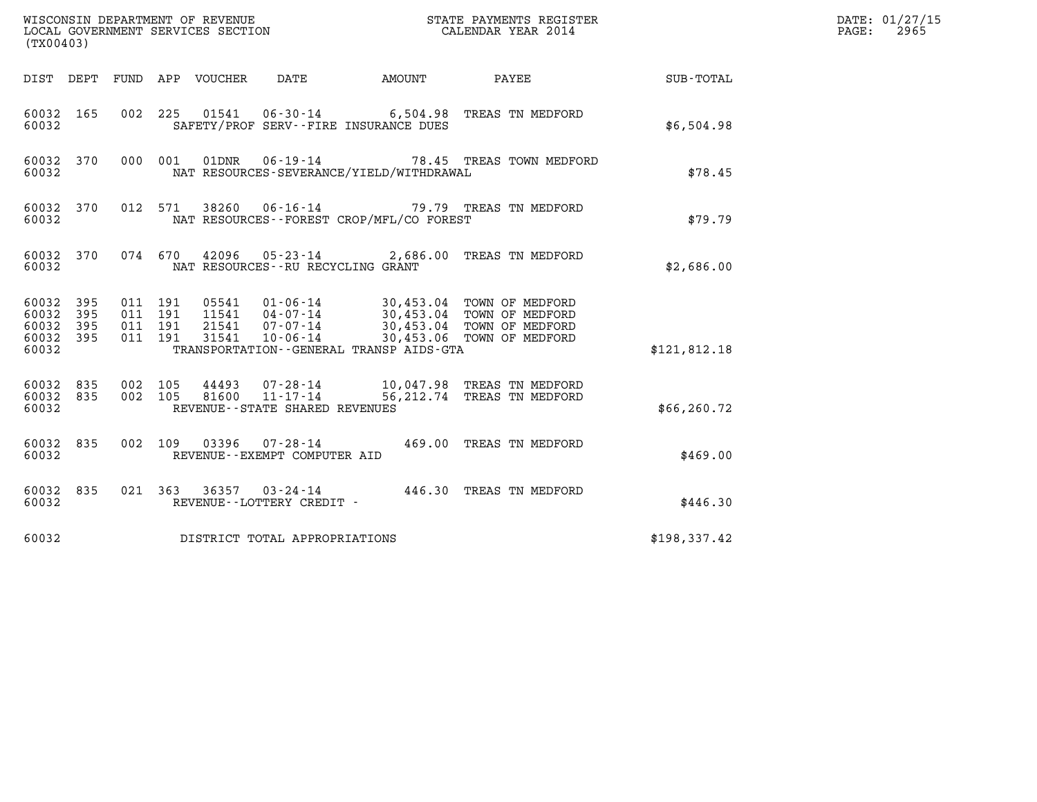WISCONSIN DEPARTMENT OF REVENUE
LOCAL GOVERNMENT SERVICES SECTION
(TX00403)

STATE PAYMENTS REGISTER
CALENDAR YEAR 2014

DATE: 01/27/15
PAGE: 2965

| DIST | DEPT | FUND | APP | VOUCHER | DATE | AMOUNT | PAYEE | SUB-TOTAL |
|---|---|---|---|---|---|---|---|---|
| 60032 | 165 | 002 | 225 | 01541 | 06-30-14 | 6,504.98 | TREAS TN MEDFORD | |
| 60032 | | | | SAFETY/PROF SERV--FIRE INSURANCE DUES | | | | $6,504.98 |
| 60032 | 370 | 000 | 001 | 01DNR | 06-19-14 | 78.45 | TREAS TOWN MEDFORD | |
| 60032 | | | | NAT RESOURCES-SEVERANCE/YIELD/WITHDRAWAL | | | | $78.45 |
| 60032 | 370 | 012 | 571 | 38260 | 06-16-14 | 79.79 | TREAS TN MEDFORD | |
| 60032 | | | | NAT RESOURCES--FOREST CROP/MFL/CO FOREST | | | | $79.79 |
| 60032 | 370 | 074 | 670 | 42096 | 05-23-14 | 2,686.00 | TREAS TN MEDFORD | |
| 60032 | | | | NAT RESOURCES--RU RECYCLING GRANT | | | | $2,686.00 |
| 60032 | 395 | 011 | 191 | 05541 | 01-06-14 | 30,453.04 | TOWN OF MEDFORD | |
| 60032 | 395 | 011 | 191 | 11541 | 04-07-14 | 30,453.04 | TOWN OF MEDFORD | |
| 60032 | 395 | 011 | 191 | 21541 | 07-07-14 | 30,453.04 | TOWN OF MEDFORD | |
| 60032 | 395 | 011 | 191 | 31541 | 10-06-14 | 30,453.06 | TOWN OF MEDFORD | |
| 60032 | | | | TRANSPORTATION--GENERAL TRANSP AIDS-GTA | | | | $121,812.18 |
| 60032 | 835 | 002 | 105 | 44493 | 07-28-14 | 10,047.98 | TREAS TN MEDFORD | |
| 60032 | 835 | 002 | 105 | 81600 | 11-17-14 | 56,212.74 | TREAS TN MEDFORD | |
| 60032 | | | | REVENUE--STATE SHARED REVENUES | | | | $66,260.72 |
| 60032 | 835 | 002 | 109 | 03396 | 07-28-14 | 469.00 | TREAS TN MEDFORD | |
| 60032 | | | | REVENUE--EXEMPT COMPUTER AID | | | | $469.00 |
| 60032 | 835 | 021 | 363 | 36357 | 03-24-14 | 446.30 | TREAS TN MEDFORD | |
| 60032 | | | | REVENUE--LOTTERY CREDIT - | | | | $446.30 |
| 60032 | | | | DISTRICT TOTAL APPROPRIATIONS | | | | $198,337.42 |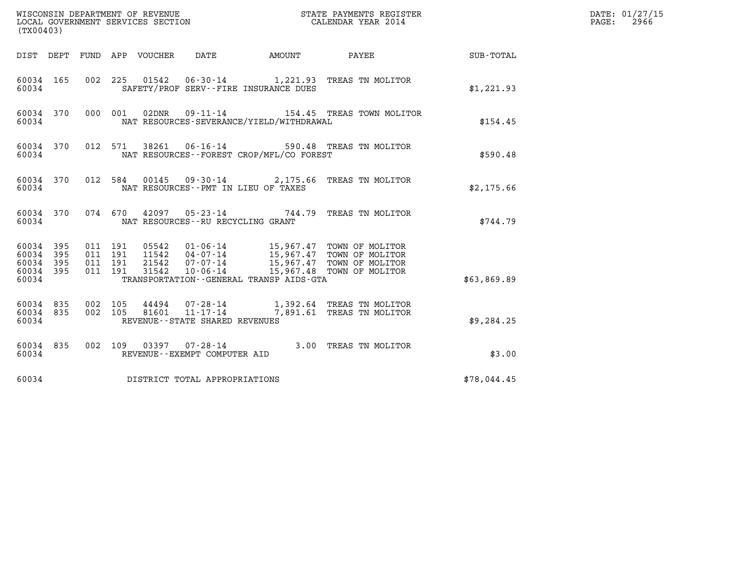WISCONSIN DEPARTMENT OF REVENUE
LOCAL GOVERNMENT SERVICES SECTION
(TX00403)

STATE PAYMENTS REGISTER
CALENDAR YEAR 2014

DATE: 01/27/15
PAGE: 2966

| DIST | DEPT | FUND | APP | VOUCHER | DATE | AMOUNT | PAYEE | SUB-TOTAL |
|---|---|---|---|---|---|---|---|---|
| 60034 | 165 | 002 | 225 | 01542 | 06-30-14 | 1,221.93 | TREAS TN MOLITOR | |
| 60034 | | | | SAFETY/PROF SERV--FIRE INSURANCE DUES | | | | $1,221.93 |
| 60034 | 370 | 000 | 001 | 02DNR | 09-11-14 | 154.45 | TREAS TOWN MOLITOR | |
| 60034 | | | | NAT RESOURCES-SEVERANCE/YIELD/WITHDRAWAL | | | | $154.45 |
| 60034 | 370 | 012 | 571 | 38261 | 06-16-14 | 590.48 | TREAS TN MOLITOR | |
| 60034 | | | | NAT RESOURCES--FOREST CROP/MFL/CO FOREST | | | | $590.48 |
| 60034 | 370 | 012 | 584 | 00145 | 09-30-14 | 2,175.66 | TREAS TN MOLITOR | |
| 60034 | | | | NAT RESOURCES--PMT IN LIEU OF TAXES | | | | $2,175.66 |
| 60034 | 370 | 074 | 670 | 42097 | 05-23-14 | 744.79 | TREAS TN MOLITOR | |
| 60034 | | | | NAT RESOURCES--RU RECYCLING GRANT | | | | $744.79 |
| 60034 | 395 | 011 | 191 | 05542 | 01-06-14 | 15,967.47 | TOWN OF MOLITOR | |
| 60034 | 395 | 011 | 191 | 11542 | 04-07-14 | 15,967.47 | TOWN OF MOLITOR | |
| 60034 | 395 | 011 | 191 | 21542 | 07-07-14 | 15,967.47 | TOWN OF MOLITOR | |
| 60034 | 395 | 011 | 191 | 31542 | 10-06-14 | 15,967.48 | TOWN OF MOLITOR | |
| 60034 | | | | TRANSPORTATION--GENERAL TRANSP AIDS-GTA | | | | $63,869.89 |
| 60034 | 835 | 002 | 105 | 44494 | 07-28-14 | 1,392.64 | TREAS TN MOLITOR | |
| 60034 | 835 | 002 | 105 | 81601 | 11-17-14 | 7,891.61 | TREAS TN MOLITOR | |
| 60034 | | | | REVENUE--STATE SHARED REVENUES | | | | $9,284.25 |
| 60034 | 835 | 002 | 109 | 03397 | 07-28-14 | 3.00 | TREAS TN MOLITOR | |
| 60034 | | | | REVENUE--EXEMPT COMPUTER AID | | | | $3.00 |
| 60034 | | | | DISTRICT TOTAL APPROPRIATIONS | | | | $78,044.45 |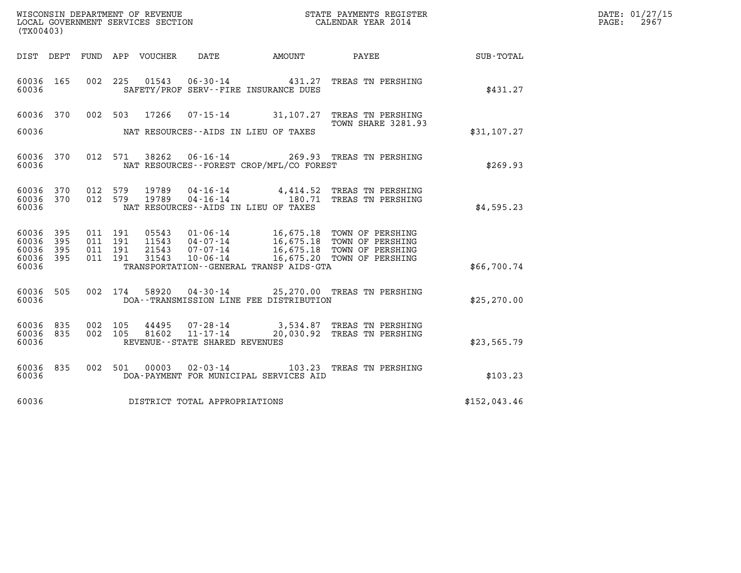WISCONSIN DEPARTMENT OF REVENUE
LOCAL GOVERNMENT SERVICES SECTION
(TX00403)

STATE PAYMENTS REGISTER
CALENDAR YEAR 2014

DATE: 01/27/15
PAGE: 2967

| DIST | DEPT | FUND | APP | VOUCHER | DATE | AMOUNT | PAYEE | SUB-TOTAL |
|---|---|---|---|---|---|---|---|---|
| 60036 | 165 | 002 | 225 | 01543 | 06-30-14 | 431.27 | TREAS TN PERSHING | |
| 60036 | | | | | SAFETY/PROF SERV--FIRE INSURANCE DUES | | | $431.27 |
| 60036 | 370 | 002 | 503 | 17266 | 07-15-14 | 31,107.27 | TREAS TN PERSHING TOWN SHARE 3281.93 | |
| 60036 | | | | | NAT RESOURCES--AIDS IN LIEU OF TAXES | | | $31,107.27 |
| 60036 | 370 | 012 | 571 | 38262 | 06-16-14 | 269.93 | TREAS TN PERSHING | |
| 60036 | | | | | NAT RESOURCES--FOREST CROP/MFL/CO FOREST | | | $269.93 |
| 60036 | 370 | 012 | 579 | 19789 | 04-16-14 | 4,414.52 | TREAS TN PERSHING | |
| 60036 | 370 | 012 | 579 | 19789 | 04-16-14 | 180.71 | TREAS TN PERSHING | |
| 60036 | | | | | NAT RESOURCES--AIDS IN LIEU OF TAXES | | | $4,595.23 |
| 60036 | 395 | 011 | 191 | 05543 | 01-06-14 | 16,675.18 | TOWN OF PERSHING | |
| 60036 | 395 | 011 | 191 | 11543 | 04-07-14 | 16,675.18 | TOWN OF PERSHING | |
| 60036 | 395 | 011 | 191 | 21543 | 07-07-14 | 16,675.18 | TOWN OF PERSHING | |
| 60036 | 395 | 011 | 191 | 31543 | 10-06-14 | 16,675.20 | TOWN OF PERSHING | |
| 60036 | | | | | TRANSPORTATION--GENERAL TRANSP AIDS-GTA | | | $66,700.74 |
| 60036 | 505 | 002 | 174 | 58920 | 04-30-14 | 25,270.00 | TREAS TN PERSHING | |
| 60036 | | | | | DOA--TRANSMISSION LINE FEE DISTRIBUTION | | | $25,270.00 |
| 60036 | 835 | 002 | 105 | 44495 | 07-28-14 | 3,534.87 | TREAS TN PERSHING | |
| 60036 | 835 | 002 | 105 | 81602 | 11-17-14 | 20,030.92 | TREAS TN PERSHING | |
| 60036 | | | | | REVENUE--STATE SHARED REVENUES | | | $23,565.79 |
| 60036 | 835 | 002 | 501 | 00003 | 02-03-14 | 103.23 | TREAS TN PERSHING | |
| 60036 | | | | | DOA-PAYMENT FOR MUNICIPAL SERVICES AID | | | $103.23 |
| 60036 | | | | | DISTRICT TOTAL APPROPRIATIONS | | | $152,043.46 |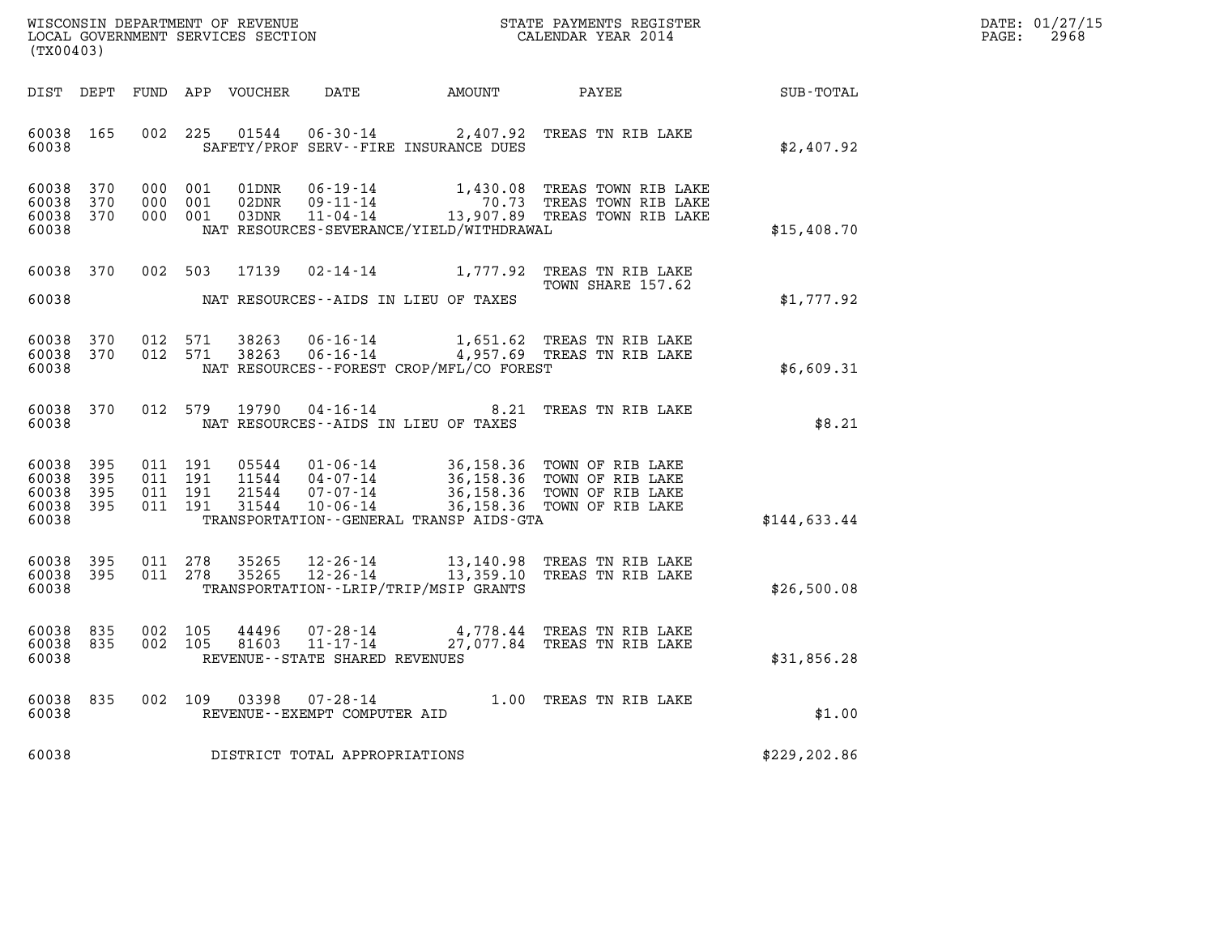WISCONSIN DEPARTMENT OF REVENUE
LOCAL GOVERNMENT SERVICES SECTION
(TX00403)

STATE PAYMENTS REGISTER
CALENDAR YEAR 2014

DATE: 01/27/15
PAGE: 2968

| DIST | DEPT | FUND | APP | VOUCHER | DATE | AMOUNT | PAYEE | SUB-TOTAL |
|---|---|---|---|---|---|---|---|---|
| 60038 | 165 | 002 | 225 | 01544 | 06-30-14 | 2,407.92 | TREAS TN RIB LAKE | |
| 60038 | | | | | SAFETY/PROF SERV--FIRE INSURANCE DUES | | | $2,407.92 |
| 60038 | 370 | 000 | 001 | 01DNR | 06-19-14 | 1,430.08 | TREAS TOWN RIB LAKE | |
| 60038 | 370 | 000 | 001 | 02DNR | 09-11-14 | 70.73 | TREAS TOWN RIB LAKE | |
| 60038 | 370 | 000 | 001 | 03DNR | 11-04-14 | 13,907.89 | TREAS TOWN RIB LAKE | |
| 60038 | | | | | NAT RESOURCES-SEVERANCE/YIELD/WITHDRAWAL | | | $15,408.70 |
| 60038 | 370 | 002 | 503 | 17139 | 02-14-14 | 1,777.92 | TREAS TN RIB LAKE TOWN SHARE 157.62 | |
| 60038 | | | | | NAT RESOURCES--AIDS IN LIEU OF TAXES | | | $1,777.92 |
| 60038 | 370 | 012 | 571 | 38263 | 06-16-14 | 1,651.62 | TREAS TN RIB LAKE | |
| 60038 | 370 | 012 | 571 | 38263 | 06-16-14 | 4,957.69 | TREAS TN RIB LAKE | |
| 60038 | | | | | NAT RESOURCES--FOREST CROP/MFL/CO FOREST | | | $6,609.31 |
| 60038 | 370 | 012 | 579 | 19790 | 04-16-14 | 8.21 | TREAS TN RIB LAKE | |
| 60038 | | | | | NAT RESOURCES--AIDS IN LIEU OF TAXES | | | $8.21 |
| 60038 | 395 | 011 | 191 | 05544 | 01-06-14 | 36,158.36 | TOWN OF RIB LAKE | |
| 60038 | 395 | 011 | 191 | 11544 | 04-07-14 | 36,158.36 | TOWN OF RIB LAKE | |
| 60038 | 395 | 011 | 191 | 21544 | 07-07-14 | 36,158.36 | TOWN OF RIB LAKE | |
| 60038 | 395 | 011 | 191 | 31544 | 10-06-14 | 36,158.36 | TOWN OF RIB LAKE | |
| 60038 | | | | | TRANSPORTATION--GENERAL TRANSP AIDS-GTA | | | $144,633.44 |
| 60038 | 395 | 011 | 278 | 35265 | 12-26-14 | 13,140.98 | TREAS TN RIB LAKE | |
| 60038 | 395 | 011 | 278 | 35265 | 12-26-14 | 13,359.10 | TREAS TN RIB LAKE | |
| 60038 | | | | | TRANSPORTATION--LRIP/TRIP/MSIP GRANTS | | | $26,500.08 |
| 60038 | 835 | 002 | 105 | 44496 | 07-28-14 | 4,778.44 | TREAS TN RIB LAKE | |
| 60038 | 835 | 002 | 105 | 81603 | 11-17-14 | 27,077.84 | TREAS TN RIB LAKE | |
| 60038 | | | | | REVENUE--STATE SHARED REVENUES | | | $31,856.28 |
| 60038 | 835 | 002 | 109 | 03398 | 07-28-14 | 1.00 | TREAS TN RIB LAKE | |
| 60038 | | | | | REVENUE--EXEMPT COMPUTER AID | | | $1.00 |
| 60038 | | | | | DISTRICT TOTAL APPROPRIATIONS | | | $229,202.86 |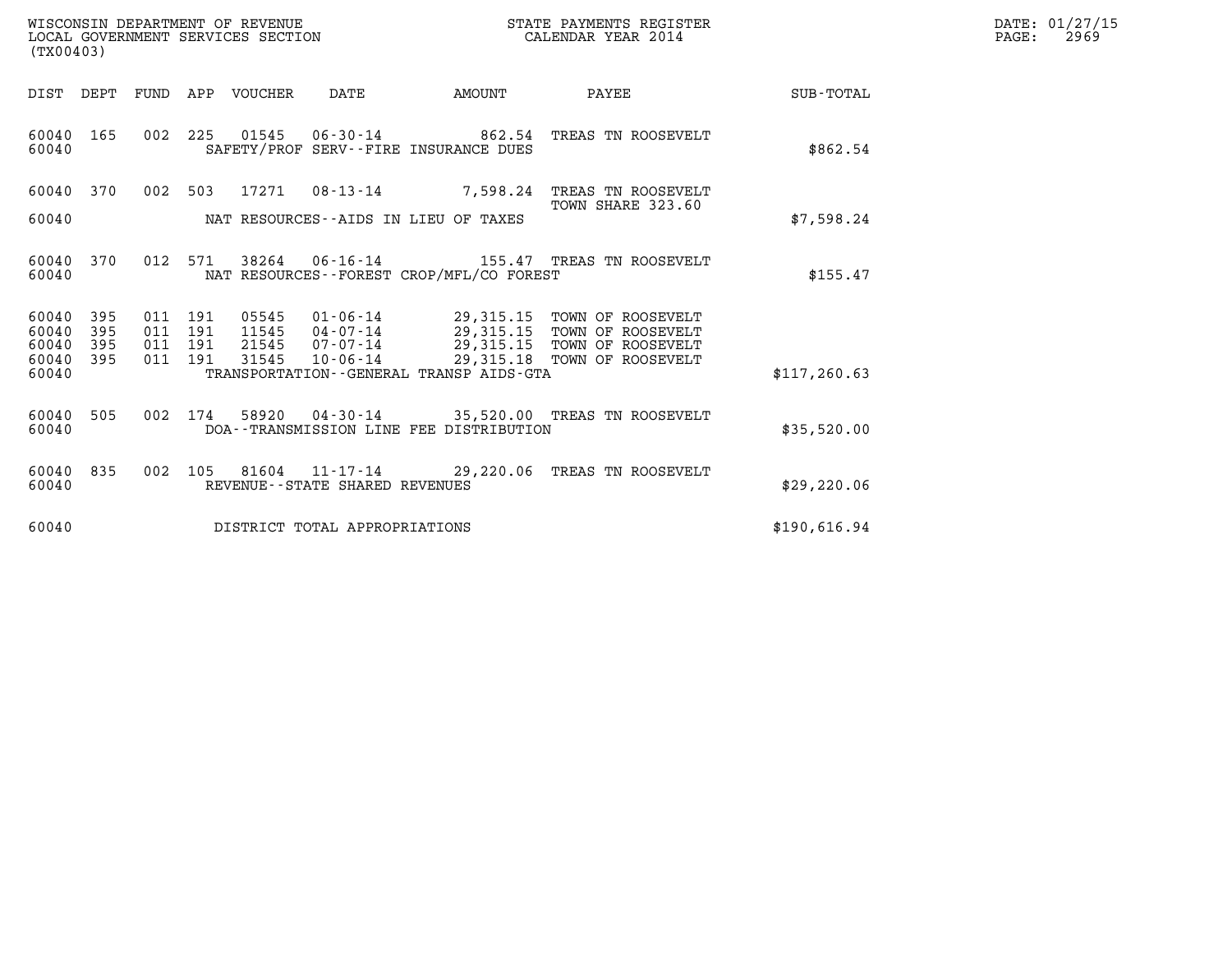WISCONSIN DEPARTMENT OF REVENUE
LOCAL GOVERNMENT SERVICES SECTION
(TX00403)

STATE PAYMENTS REGISTER
CALENDAR YEAR 2014

DATE: 01/27/15
PAGE: 2969

| DIST | DEPT | FUND | APP | VOUCHER | DATE | AMOUNT | PAYEE | SUB-TOTAL |
|---|---|---|---|---|---|---|---|---|
| 60040 | 165 | 002 | 225 | 01545 | 06-30-14 | 862.54 | TREAS TN ROOSEVELT | |
| 60040 | | | | | SAFETY/PROF SERV--FIRE INSURANCE DUES | | | $862.54 |
| 60040 | 370 | 002 | 503 | 17271 | 08-13-14 | 7,598.24 | TREAS TN ROOSEVELT TOWN SHARE 323.60 | |
| 60040 | | | | | NAT RESOURCES--AIDS IN LIEU OF TAXES | | | $7,598.24 |
| 60040 | 370 | 012 | 571 | 38264 | 06-16-14 | 155.47 | TREAS TN ROOSEVELT | |
| 60040 | | | | | NAT RESOURCES--FOREST CROP/MFL/CO FOREST | | | $155.47 |
| 60040 | 395 | 011 | 191 | 05545 | 01-06-14 | 29,315.15 | TOWN OF ROOSEVELT | |
| 60040 | 395 | 011 | 191 | 11545 | 04-07-14 | 29,315.15 | TOWN OF ROOSEVELT | |
| 60040 | 395 | 011 | 191 | 21545 | 07-07-14 | 29,315.15 | TOWN OF ROOSEVELT | |
| 60040 | 395 | 011 | 191 | 31545 | 10-06-14 | 29,315.18 | TOWN OF ROOSEVELT | |
| 60040 | | | | | TRANSPORTATION--GENERAL TRANSP AIDS-GTA | | | $117,260.63 |
| 60040 | 505 | 002 | 174 | 58920 | 04-30-14 | 35,520.00 | TREAS TN ROOSEVELT | |
| 60040 | | | | | DOA--TRANSMISSION LINE FEE DISTRIBUTION | | | $35,520.00 |
| 60040 | 835 | 002 | 105 | 81604 | 11-17-14 | 29,220.06 | TREAS TN ROOSEVELT | |
| 60040 | | | | | REVENUE--STATE SHARED REVENUES | | | $29,220.06 |
| 60040 | | | | | DISTRICT TOTAL APPROPRIATIONS | | | $190,616.94 |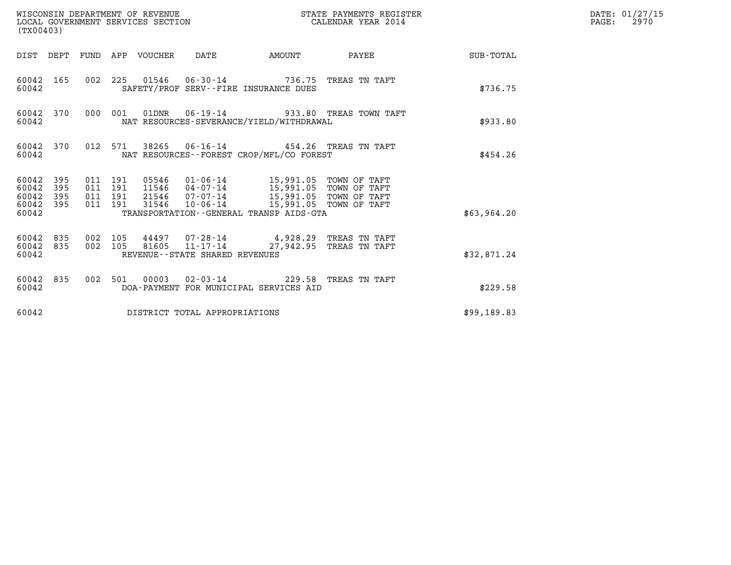WISCONSIN DEPARTMENT OF REVENUE
LOCAL GOVERNMENT SERVICES SECTION
(TX00403)

STATE PAYMENTS REGISTER
CALENDAR YEAR 2014

DATE: 01/27/15
PAGE: 2970

| DIST | DEPT | FUND | APP | VOUCHER | DATE | AMOUNT | PAYEE | SUB-TOTAL |
|---|---|---|---|---|---|---|---|---|
| 60042 | 165 | 002 | 225 | 01546 | 06-30-14 | 736.75 | TREAS TN TAFT | |
| 60042 | | | | SAFETY/PROF SERV--FIRE INSURANCE DUES | | | | $736.75 |
| 60042 | 370 | 000 | 001 | 01DNR | 06-19-14 | 933.80 | TREAS TOWN TAFT | |
| 60042 | | | | NAT RESOURCES-SEVERANCE/YIELD/WITHDRAWAL | | | | $933.80 |
| 60042 | 370 | 012 | 571 | 38265 | 06-16-14 | 454.26 | TREAS TN TAFT | |
| 60042 | | | | NAT RESOURCES--FOREST CROP/MFL/CO FOREST | | | | $454.26 |
| 60042 | 395 | 011 | 191 | 05546 | 01-06-14 | 15,991.05 | TOWN OF TAFT | |
| 60042 | 395 | 011 | 191 | 11546 | 04-07-14 | 15,991.05 | TOWN OF TAFT | |
| 60042 | 395 | 011 | 191 | 21546 | 07-07-14 | 15,991.05 | TOWN OF TAFT | |
| 60042 | 395 | 011 | 191 | 31546 | 10-06-14 | 15,991.05 | TOWN OF TAFT | |
| 60042 | | | | TRANSPORTATION--GENERAL TRANSP AIDS-GTA | | | | $63,964.20 |
| 60042 | 835 | 002 | 105 | 44497 | 07-28-14 | 4,928.29 | TREAS TN TAFT | |
| 60042 | 835 | 002 | 105 | 81605 | 11-17-14 | 27,942.95 | TREAS TN TAFT | |
| 60042 | | | | REVENUE--STATE SHARED REVENUES | | | | $32,871.24 |
| 60042 | 835 | 002 | 501 | 00003 | 02-03-14 | 229.58 | TREAS TN TAFT | |
| 60042 | | | | DOA-PAYMENT FOR MUNICIPAL SERVICES AID | | | | $229.58 |
| 60042 | | | | DISTRICT TOTAL APPROPRIATIONS | | | | $99,189.83 |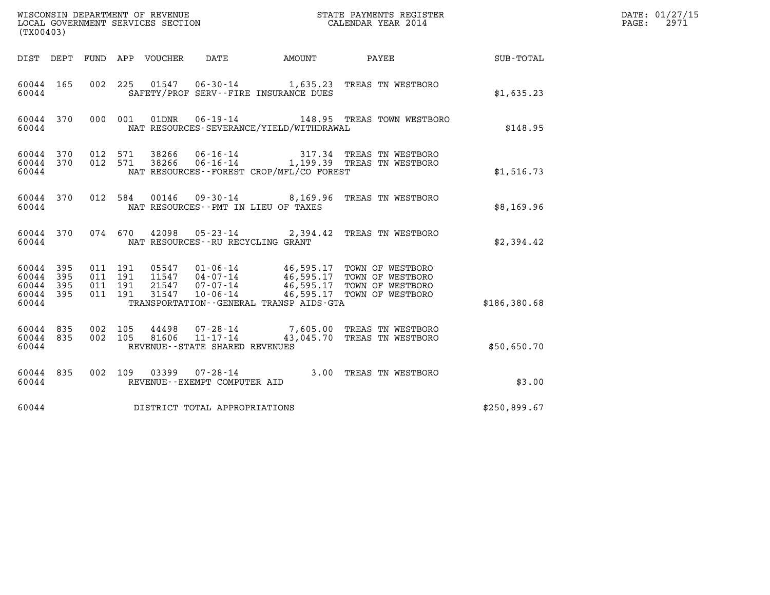WISCONSIN DEPARTMENT OF REVENUE
LOCAL GOVERNMENT SERVICES SECTION
(TX00403)

STATE PAYMENTS REGISTER
CALENDAR YEAR 2014

DATE: 01/27/15
PAGE: 2971

| DIST | DEPT | FUND | APP | VOUCHER | DATE | AMOUNT | PAYEE | SUB-TOTAL |
|---|---|---|---|---|---|---|---|---|
| 60044 | 165 | 002 | 225 | 01547 | 06-30-14 | 1,635.23 | TREAS TN WESTBORO | |
| 60044 | | | | | SAFETY/PROF SERV--FIRE INSURANCE DUES | | | $1,635.23 |
| 60044 | 370 | 000 | 001 | 01DNR | 06-19-14 | 148.95 | TREAS TOWN WESTBORO | |
| 60044 | | | | | NAT RESOURCES-SEVERANCE/YIELD/WITHDRAWAL | | | $148.95 |
| 60044 | 370 | 012 | 571 | 38266 | 06-16-14 | 317.34 | TREAS TN WESTBORO | |
| 60044 | 370 | 012 | 571 | 38266 | 06-16-14 | 1,199.39 | TREAS TN WESTBORO | |
| 60044 | | | | | NAT RESOURCES--FOREST CROP/MFL/CO FOREST | | | $1,516.73 |
| 60044 | 370 | 012 | 584 | 00146 | 09-30-14 | 8,169.96 | TREAS TN WESTBORO | |
| 60044 | | | | | NAT RESOURCES--PMT IN LIEU OF TAXES | | | $8,169.96 |
| 60044 | 370 | 074 | 670 | 42098 | 05-23-14 | 2,394.42 | TREAS TN WESTBORO | |
| 60044 | | | | | NAT RESOURCES--RU RECYCLING GRANT | | | $2,394.42 |
| 60044 | 395 | 011 | 191 | 05547 | 01-06-14 | 46,595.17 | TOWN OF WESTBORO | |
| 60044 | 395 | 011 | 191 | 11547 | 04-07-14 | 46,595.17 | TOWN OF WESTBORO | |
| 60044 | 395 | 011 | 191 | 21547 | 07-07-14 | 46,595.17 | TOWN OF WESTBORO | |
| 60044 | 395 | 011 | 191 | 31547 | 10-06-14 | 46,595.17 | TOWN OF WESTBORO | |
| 60044 | | | | | TRANSPORTATION--GENERAL TRANSP AIDS-GTA | | | $186,380.68 |
| 60044 | 835 | 002 | 105 | 44498 | 07-28-14 | 7,605.00 | TREAS TN WESTBORO | |
| 60044 | 835 | 002 | 105 | 81606 | 11-17-14 | 43,045.70 | TREAS TN WESTBORO | |
| 60044 | | | | | REVENUE--STATE SHARED REVENUES | | | $50,650.70 |
| 60044 | 835 | 002 | 109 | 03399 | 07-28-14 | 3.00 | TREAS TN WESTBORO | |
| 60044 | | | | | REVENUE--EXEMPT COMPUTER AID | | | $3.00 |
| 60044 | | | | | DISTRICT TOTAL APPROPRIATIONS | | | $250,899.67 |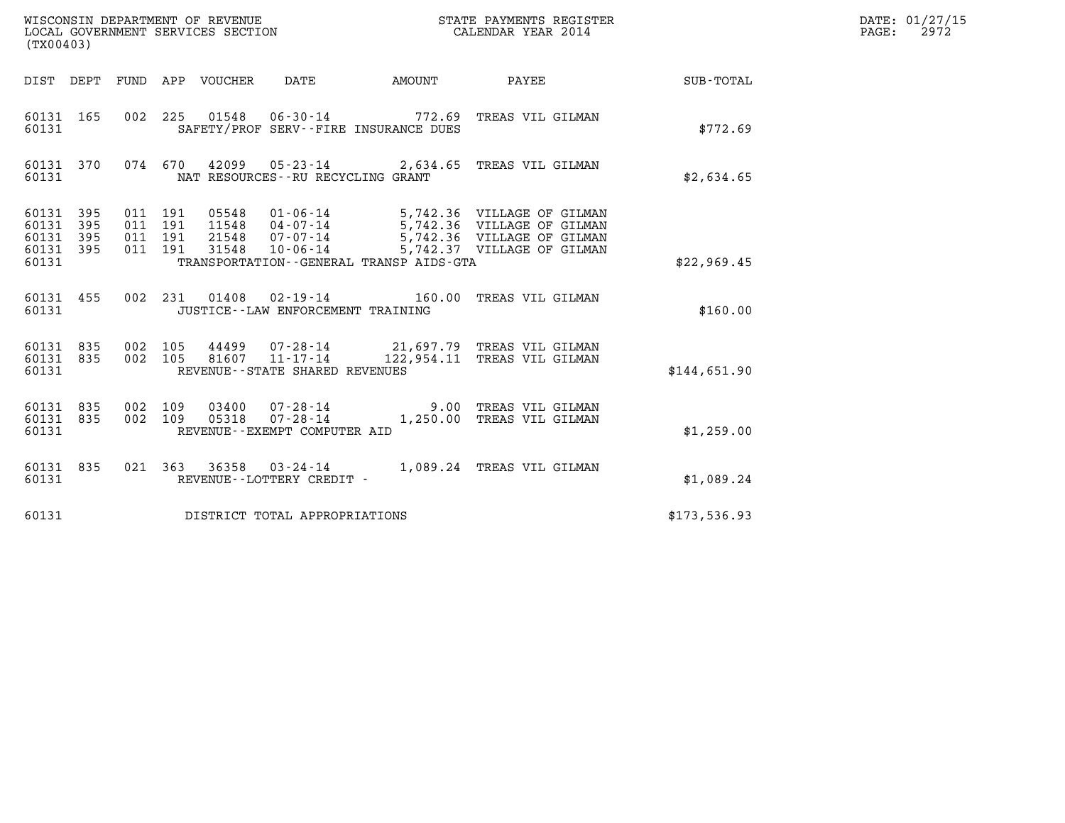WISCONSIN DEPARTMENT OF REVENUE
LOCAL GOVERNMENT SERVICES SECTION
(TX00403)

STATE PAYMENTS REGISTER
CALENDAR YEAR 2014

DATE: 01/27/15
PAGE: 2972

| DIST | DEPT | FUND | APP | VOUCHER | DATE | AMOUNT | PAYEE | SUB-TOTAL |
|---|---|---|---|---|---|---|---|---|
| 60131 | 165 | 002 | 225 | 01548 | 06-30-14 | 772.69 | TREAS VIL GILMAN | |
| 60131 | | | | | SAFETY/PROF SERV--FIRE INSURANCE DUES | | | $772.69 |
| 60131 | 370 | 074 | 670 | 42099 | 05-23-14 | 2,634.65 | TREAS VIL GILMAN | |
| 60131 | | | | | NAT RESOURCES--RU RECYCLING GRANT | | | $2,634.65 |
| 60131 | 395 | 011 | 191 | 05548 | 01-06-14 | 5,742.36 | VILLAGE OF GILMAN | |
| 60131 | 395 | 011 | 191 | 11548 | 04-07-14 | 5,742.36 | VILLAGE OF GILMAN | |
| 60131 | 395 | 011 | 191 | 21548 | 07-07-14 | 5,742.36 | VILLAGE OF GILMAN | |
| 60131 | 395 | 011 | 191 | 31548 | 10-06-14 | 5,742.37 | VILLAGE OF GILMAN | |
| 60131 | | | | | TRANSPORTATION--GENERAL TRANSP AIDS-GTA | | | $22,969.45 |
| 60131 | 455 | 002 | 231 | 01408 | 02-19-14 | 160.00 | TREAS VIL GILMAN | |
| 60131 | | | | | JUSTICE--LAW ENFORCEMENT TRAINING | | | $160.00 |
| 60131 | 835 | 002 | 105 | 44499 | 07-28-14 | 21,697.79 | TREAS VIL GILMAN | |
| 60131 | 835 | 002 | 105 | 81607 | 11-17-14 | 122,954.11 | TREAS VIL GILMAN | |
| 60131 | | | | | REVENUE--STATE SHARED REVENUES | | | $144,651.90 |
| 60131 | 835 | 002 | 109 | 03400 | 07-28-14 | 9.00 | TREAS VIL GILMAN | |
| 60131 | 835 | 002 | 109 | 05318 | 07-28-14 | 1,250.00 | TREAS VIL GILMAN | |
| 60131 | | | | | REVENUE--EXEMPT COMPUTER AID | | | $1,259.00 |
| 60131 | 835 | 021 | 363 | 36358 | 03-24-14 | 1,089.24 | TREAS VIL GILMAN | |
| 60131 | | | | | REVENUE--LOTTERY CREDIT - | | | $1,089.24 |
| 60131 | | | | | DISTRICT TOTAL APPROPRIATIONS | | | $173,536.93 |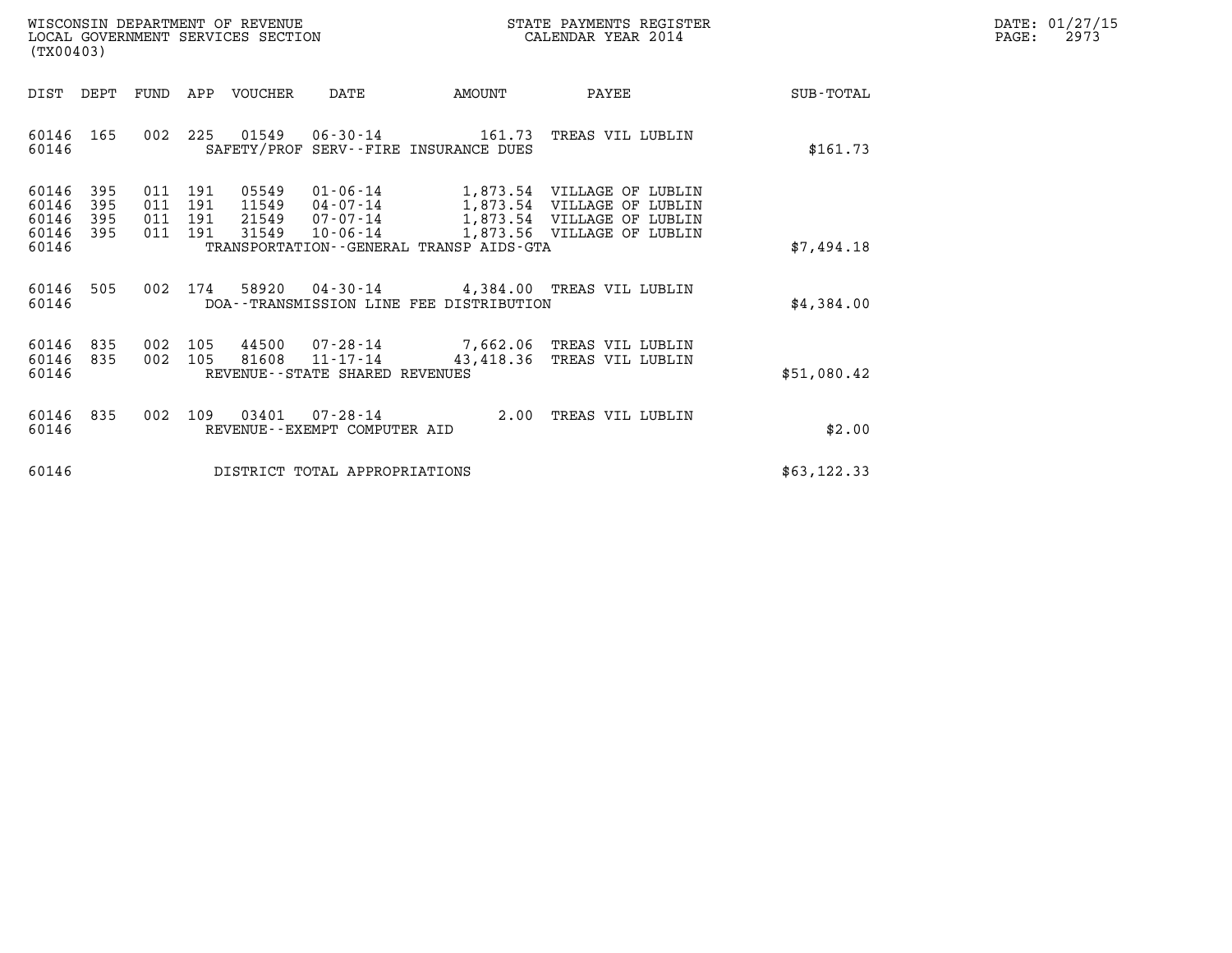WISCONSIN DEPARTMENT OF REVENUE
LOCAL GOVERNMENT SERVICES SECTION
(TX00403)

STATE PAYMENTS REGISTER
CALENDAR YEAR 2014

DATE: 01/27/15
PAGE: 2973

| DIST | DEPT | FUND | APP | VOUCHER | DATE | AMOUNT | PAYEE | SUB-TOTAL |
|---|---|---|---|---|---|---|---|---|
| 60146 | 165 | 002 | 225 | 01549 | 06-30-14 | 161.73 | TREAS VIL LUBLIN | |
| 60146 | | | | SAFETY/PROF SERV--FIRE INSURANCE DUES | | | | $161.73 |
| 60146 | 395 | 011 | 191 | 05549 | 01-06-14 | 1,873.54 | VILLAGE OF LUBLIN | |
| 60146 | 395 | 011 | 191 | 11549 | 04-07-14 | 1,873.54 | VILLAGE OF LUBLIN | |
| 60146 | 395 | 011 | 191 | 21549 | 07-07-14 | 1,873.54 | VILLAGE OF LUBLIN | |
| 60146 | 395 | 011 | 191 | 31549 | 10-06-14 | 1,873.56 | VILLAGE OF LUBLIN | |
| 60146 | | | | TRANSPORTATION--GENERAL TRANSP AIDS-GTA | | | | $7,494.18 |
| 60146 | 505 | 002 | 174 | 58920 | 04-30-14 | 4,384.00 | TREAS VIL LUBLIN | |
| 60146 | | | | DOA--TRANSMISSION LINE FEE DISTRIBUTION | | | | $4,384.00 |
| 60146 | 835 | 002 | 105 | 44500 | 07-28-14 | 7,662.06 | TREAS VIL LUBLIN | |
| 60146 | 835 | 002 | 105 | 81608 | 11-17-14 | 43,418.36 | TREAS VIL LUBLIN | |
| 60146 | | | | REVENUE--STATE SHARED REVENUES | | | | $51,080.42 |
| 60146 | 835 | 002 | 109 | 03401 | 07-28-14 | 2.00 | TREAS VIL LUBLIN | |
| 60146 | | | | REVENUE--EXEMPT COMPUTER AID | | | | $2.00 |
| 60146 | | | | DISTRICT TOTAL APPROPRIATIONS | | | | $63,122.33 |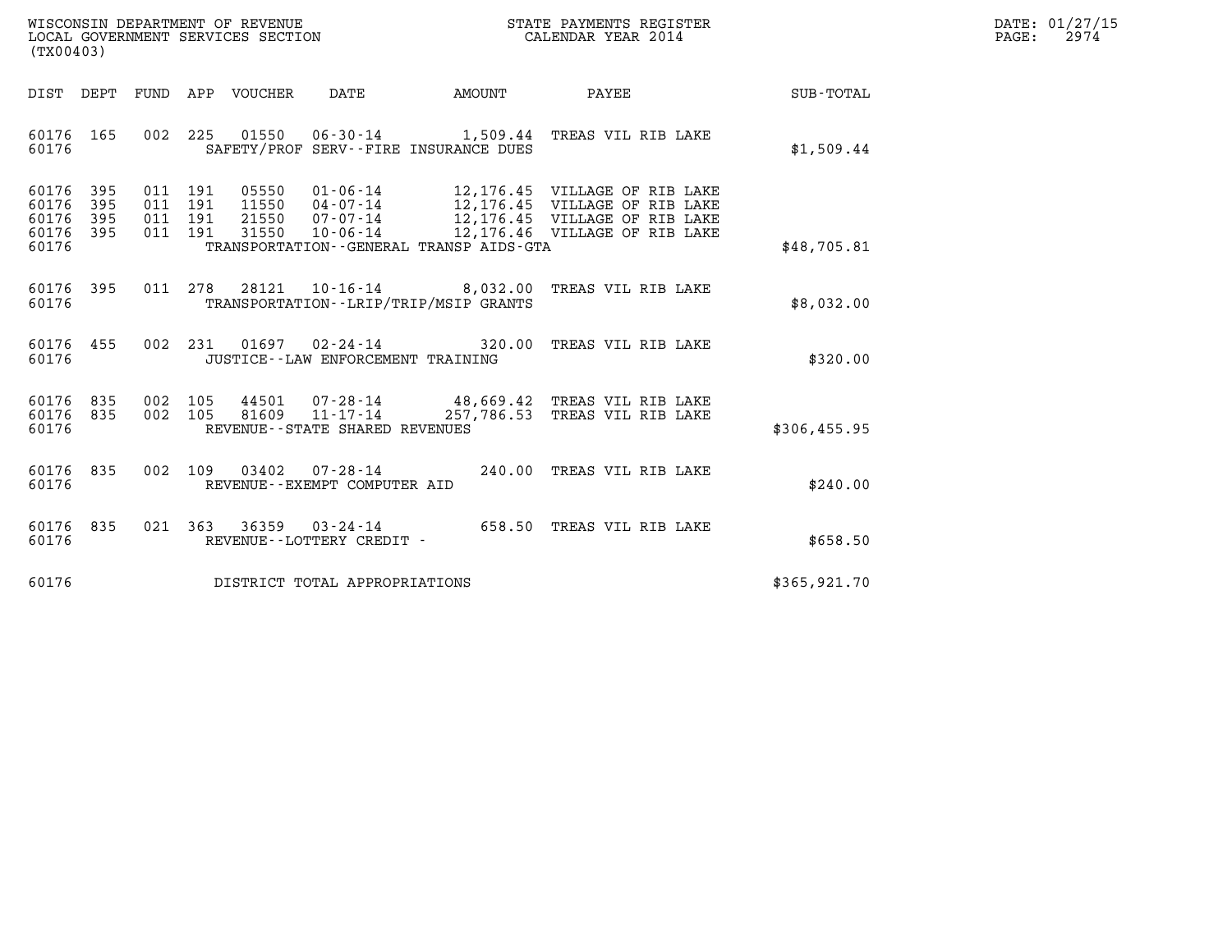WISCONSIN DEPARTMENT OF REVENUE
LOCAL GOVERNMENT SERVICES SECTION
(TX00403)

STATE PAYMENTS REGISTER
CALENDAR YEAR 2014

DATE: 01/27/15
PAGE: 2974

| DIST | DEPT | FUND | APP | VOUCHER | DATE | AMOUNT | PAYEE | SUB-TOTAL |
|---|---|---|---|---|---|---|---|---|
| 60176 | 165 | 002 | 225 | 01550 | 06-30-14 | 1,509.44 | TREAS VIL RIB LAKE | |
| 60176 | | | | SAFETY/PROF SERV--FIRE INSURANCE DUES | | | | $1,509.44 |
| 60176 | 395 | 011 | 191 | 05550 | 01-06-14 | 12,176.45 | VILLAGE OF RIB LAKE | |
| 60176 | 395 | 011 | 191 | 11550 | 04-07-14 | 12,176.45 | VILLAGE OF RIB LAKE | |
| 60176 | 395 | 011 | 191 | 21550 | 07-07-14 | 12,176.45 | VILLAGE OF RIB LAKE | |
| 60176 | 395 | 011 | 191 | 31550 | 10-06-14 | 12,176.46 | VILLAGE OF RIB LAKE | |
| 60176 | | | | TRANSPORTATION--GENERAL TRANSP AIDS-GTA | | | | $48,705.81 |
| 60176 | 395 | 011 | 278 | 28121 | 10-16-14 | 8,032.00 | TREAS VIL RIB LAKE | |
| 60176 | | | | TRANSPORTATION--LRIP/TRIP/MSIP GRANTS | | | | $8,032.00 |
| 60176 | 455 | 002 | 231 | 01697 | 02-24-14 | 320.00 | TREAS VIL RIB LAKE | |
| 60176 | | | | JUSTICE--LAW ENFORCEMENT TRAINING | | | | $320.00 |
| 60176 | 835 | 002 | 105 | 44501 | 07-28-14 | 48,669.42 | TREAS VIL RIB LAKE | |
| 60176 | 835 | 002 | 105 | 81609 | 11-17-14 | 257,786.53 | TREAS VIL RIB LAKE | |
| 60176 | | | | REVENUE--STATE SHARED REVENUES | | | | $306,455.95 |
| 60176 | 835 | 002 | 109 | 03402 | 07-28-14 | 240.00 | TREAS VIL RIB LAKE | |
| 60176 | | | | REVENUE--EXEMPT COMPUTER AID | | | | $240.00 |
| 60176 | 835 | 021 | 363 | 36359 | 03-24-14 | 658.50 | TREAS VIL RIB LAKE | |
| 60176 | | | | REVENUE--LOTTERY CREDIT - | | | | $658.50 |
| 60176 | | | | DISTRICT TOTAL APPROPRIATIONS | | | | $365,921.70 |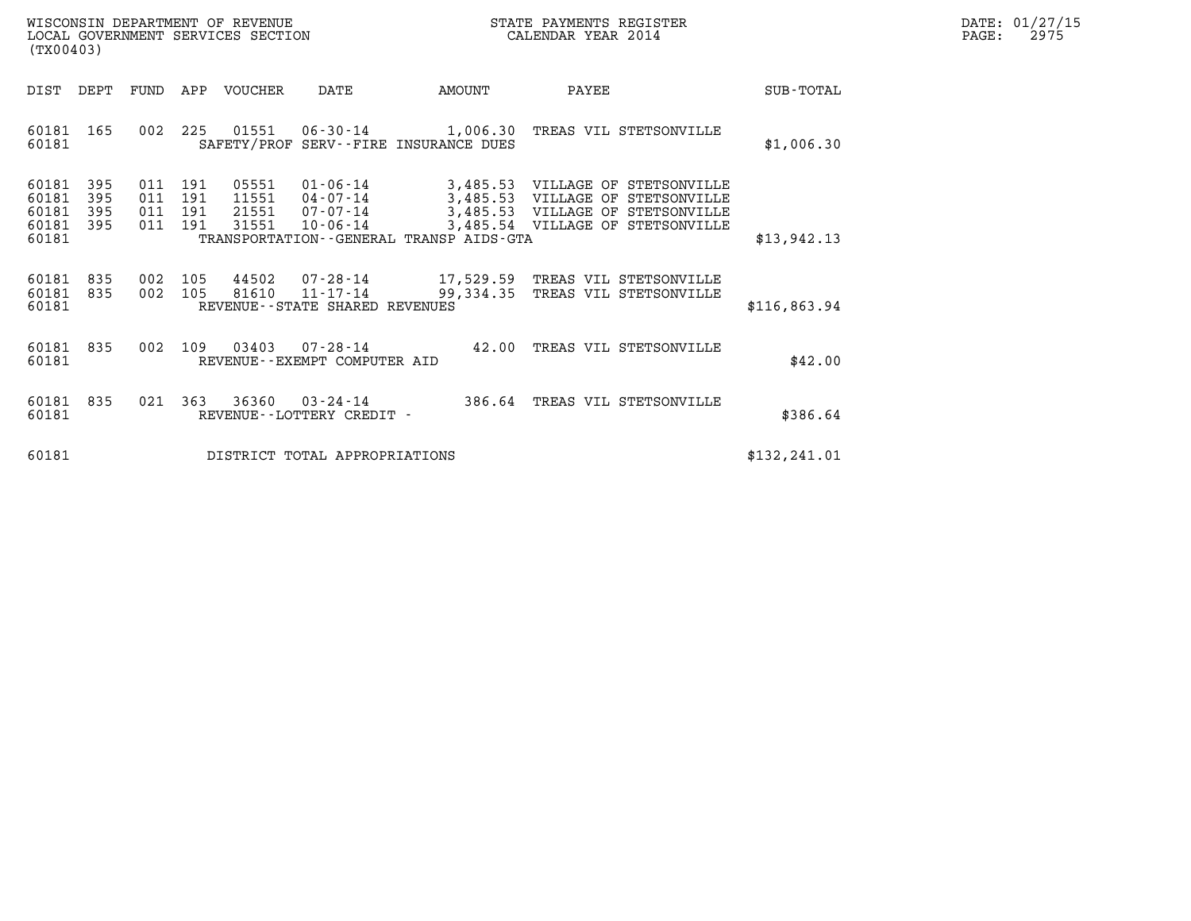WISCONSIN DEPARTMENT OF REVENUE
LOCAL GOVERNMENT SERVICES SECTION
(TX00403)

STATE PAYMENTS REGISTER
CALENDAR YEAR 2014

DATE: 01/27/15
PAGE: 2975

| DIST | DEPT | FUND | APP | VOUCHER | DATE | AMOUNT | PAYEE | SUB-TOTAL |
|---|---|---|---|---|---|---|---|---|
| 60181 | 165 | 002 | 225 | 01551 | 06-30-14 | 1,006.30 | TREAS VIL STETSONVILLE | |
| 60181 | | | | | SAFETY/PROF SERV--FIRE INSURANCE DUES | | | $1,006.30 |
| 60181 | 395 | 011 | 191 | 05551 | 01-06-14 | 3,485.53 | VILLAGE OF STETSONVILLE | |
| 60181 | 395 | 011 | 191 | 11551 | 04-07-14 | 3,485.53 | VILLAGE OF STETSONVILLE | |
| 60181 | 395 | 011 | 191 | 21551 | 07-07-14 | 3,485.53 | VILLAGE OF STETSONVILLE | |
| 60181 | 395 | 011 | 191 | 31551 | 10-06-14 | 3,485.54 | VILLAGE OF STETSONVILLE | |
| 60181 | | | | | TRANSPORTATION--GENERAL TRANSP AIDS-GTA | | | $13,942.13 |
| 60181 | 835 | 002 | 105 | 44502 | 07-28-14 | 17,529.59 | TREAS VIL STETSONVILLE | |
| 60181 | 835 | 002 | 105 | 81610 | 11-17-14 | 99,334.35 | TREAS VIL STETSONVILLE | |
| 60181 | | | | | REVENUE--STATE SHARED REVENUES | | | $116,863.94 |
| 60181 | 835 | 002 | 109 | 03403 | 07-28-14 | 42.00 | TREAS VIL STETSONVILLE | |
| 60181 | | | | | REVENUE--EXEMPT COMPUTER AID | | | $42.00 |
| 60181 | 835 | 021 | 363 | 36360 | 03-24-14 | 386.64 | TREAS VIL STETSONVILLE | |
| 60181 | | | | | REVENUE--LOTTERY CREDIT - | | | $386.64 |
| 60181 | | | | | DISTRICT TOTAL APPROPRIATIONS | | | $132,241.01 |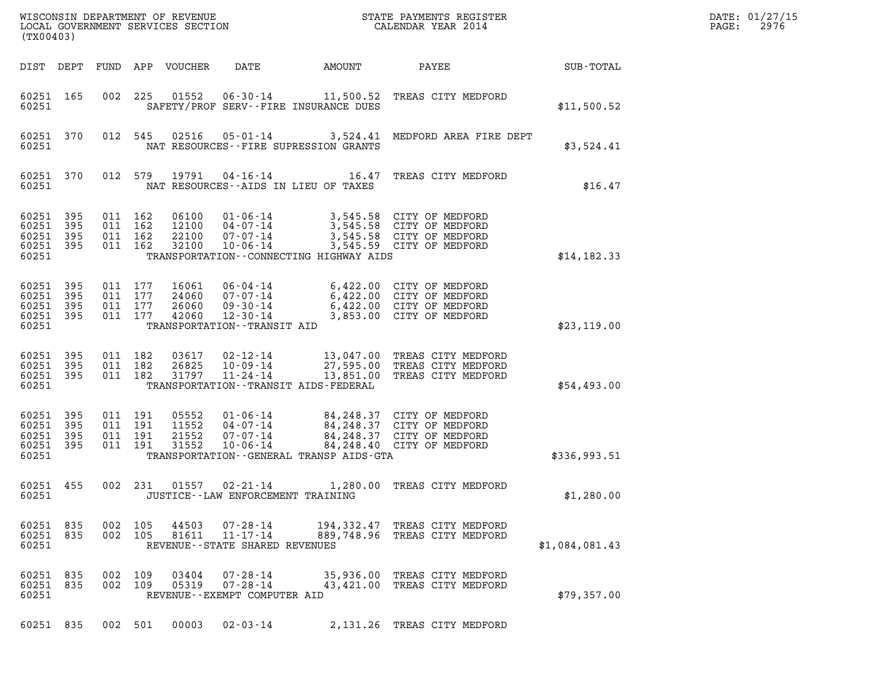WISCONSIN DEPARTMENT OF REVENUE
LOCAL GOVERNMENT SERVICES SECTION
(TX00403)

STATE PAYMENTS REGISTER
CALENDAR YEAR 2014

DATE: 01/27/15
PAGE: 2976

| DIST | DEPT | FUND | APP | VOUCHER | DATE | AMOUNT | PAYEE | SUB-TOTAL |
|---|---|---|---|---|---|---|---|---|
| 60251 | 165 | 002 | 225 | 01552 | 06-30-14 | 11,500.52 | TREAS CITY MEDFORD | |
| 60251 | | | | | SAFETY/PROF SERV--FIRE INSURANCE DUES | | | $11,500.52 |
| 60251 | 370 | 012 | 545 | 02516 | 05-01-14 | 3,524.41 | MEDFORD AREA FIRE DEPT | |
| 60251 | | | | | NAT RESOURCES--FIRE SUPRESSION GRANTS | | | $3,524.41 |
| 60251 | 370 | 012 | 579 | 19791 | 04-16-14 | 16.47 | TREAS CITY MEDFORD | |
| 60251 | | | | | NAT RESOURCES--AIDS IN LIEU OF TAXES | | | $16.47 |
| 60251 | 395 | 011 | 162 | 06100 | 01-06-14 | 3,545.58 | CITY OF MEDFORD | |
| 60251 | 395 | 011 | 162 | 12100 | 04-07-14 | 3,545.58 | CITY OF MEDFORD | |
| 60251 | 395 | 011 | 162 | 22100 | 07-07-14 | 3,545.58 | CITY OF MEDFORD | |
| 60251 | 395 | 011 | 162 | 32100 | 10-06-14 | 3,545.59 | CITY OF MEDFORD | |
| 60251 | | | | | TRANSPORTATION--CONNECTING HIGHWAY AIDS | | | $14,182.33 |
| 60251 | 395 | 011 | 177 | 16061 | 06-04-14 | 6,422.00 | CITY OF MEDFORD | |
| 60251 | 395 | 011 | 177 | 24060 | 07-07-14 | 6,422.00 | CITY OF MEDFORD | |
| 60251 | 395 | 011 | 177 | 26060 | 09-30-14 | 6,422.00 | CITY OF MEDFORD | |
| 60251 | 395 | 011 | 177 | 42060 | 12-30-14 | 3,853.00 | CITY OF MEDFORD | |
| 60251 | | | | | TRANSPORTATION--TRANSIT AID | | | $23,119.00 |
| 60251 | 395 | 011 | 182 | 03617 | 02-12-14 | 13,047.00 | TREAS CITY MEDFORD | |
| 60251 | 395 | 011 | 182 | 26825 | 10-09-14 | 27,595.00 | TREAS CITY MEDFORD | |
| 60251 | 395 | 011 | 182 | 31797 | 11-24-14 | 13,851.00 | TREAS CITY MEDFORD | |
| 60251 | | | | | TRANSPORTATION--TRANSIT AIDS-FEDERAL | | | $54,493.00 |
| 60251 | 395 | 011 | 191 | 05552 | 01-06-14 | 84,248.37 | CITY OF MEDFORD | |
| 60251 | 395 | 011 | 191 | 11552 | 04-07-14 | 84,248.37 | CITY OF MEDFORD | |
| 60251 | 395 | 011 | 191 | 21552 | 07-07-14 | 84,248.37 | CITY OF MEDFORD | |
| 60251 | 395 | 011 | 191 | 31552 | 10-06-14 | 84,248.40 | CITY OF MEDFORD | |
| 60251 | | | | | TRANSPORTATION--GENERAL TRANSP AIDS-GTA | | | $336,993.51 |
| 60251 | 455 | 002 | 231 | 01557 | 02-21-14 | 1,280.00 | TREAS CITY MEDFORD | |
| 60251 | | | | | JUSTICE--LAW ENFORCEMENT TRAINING | | | $1,280.00 |
| 60251 | 835 | 002 | 105 | 44503 | 07-28-14 | 194,332.47 | TREAS CITY MEDFORD | |
| 60251 | 835 | 002 | 105 | 81611 | 11-17-14 | 889,748.96 | TREAS CITY MEDFORD | |
| 60251 | | | | | REVENUE--STATE SHARED REVENUES | | | $1,084,081.43 |
| 60251 | 835 | 002 | 109 | 03404 | 07-28-14 | 35,936.00 | TREAS CITY MEDFORD | |
| 60251 | 835 | 002 | 109 | 05319 | 07-28-14 | 43,421.00 | TREAS CITY MEDFORD | |
| 60251 | | | | | REVENUE--EXEMPT COMPUTER AID | | | $79,357.00 |
| 60251 | 835 | 002 | 501 | 00003 | 02-03-14 | 2,131.26 | TREAS CITY MEDFORD | |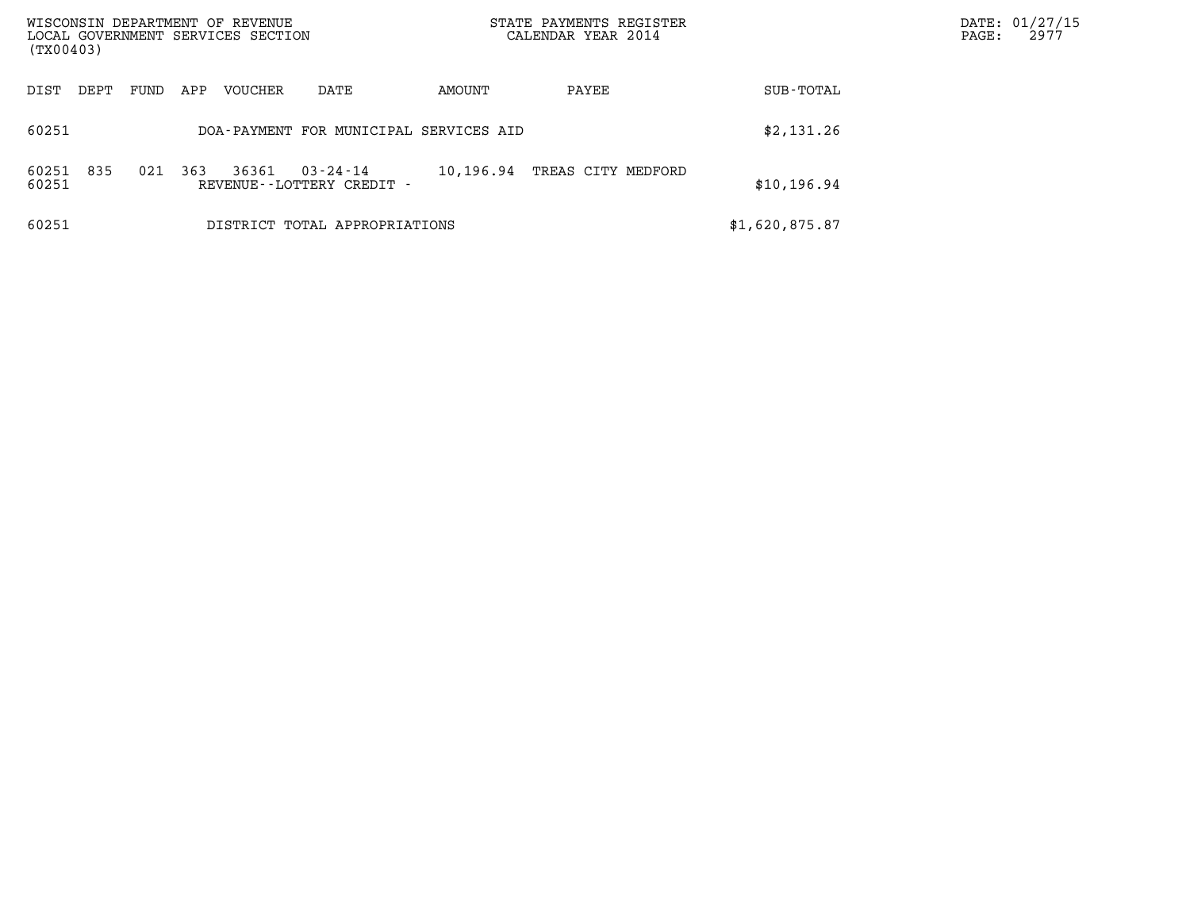WISCONSIN DEPARTMENT OF REVENUE
LOCAL GOVERNMENT SERVICES SECTION
(TX00403)

STATE PAYMENTS REGISTER
CALENDAR YEAR 2014

DATE: 01/27/15

| DIST | DEPT | FUND | APP | VOUCHER | DATE | AMOUNT | PAYEE | SUB-TOTAL |
|---|---|---|---|---|---|---|---|---|
| 60251 | | | | DOA-PAYMENT FOR MUNICIPAL SERVICES AID | | | | $2,131.26 |
| 60251 | 835 | 021 | 363 | 36361 | 03-24-14 | 10,196.94 | TREAS CITY MEDFORD | |
| 60251 | | | | REVENUE--LOTTERY CREDIT - | | | | $10,196.94 |
| 60251 | | | | DISTRICT TOTAL APPROPRIATIONS | | | | $1,620,875.87 |